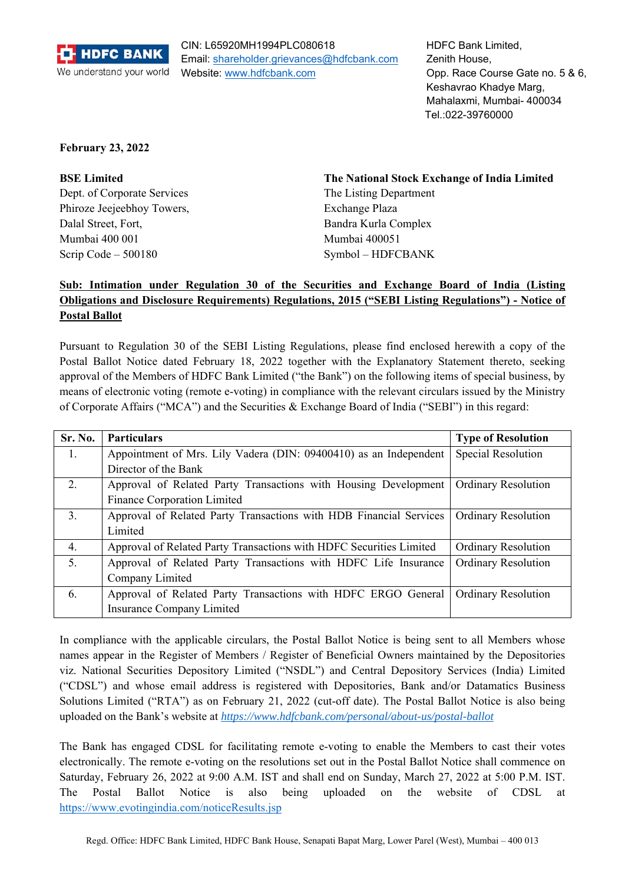HDFC BANK
We understand your world

CIN: L65920MH1994PLC080618
Email: shareholder.grievances@hdfcbank.com
Website: www.hdfcbank.com

HDFC Bank Limited,
Zenith House,
Opp. Race Course Gate no. 5 & 6,
Keshavrao Khadye Marg,
Mahalaxmi, Mumbai- 400034
Tel.:022-39760000

**February 23, 2022**

**BSE Limited**
Dept. of Corporate Services
Phiroze Jeejeebhoy Towers,
Dalal Street, Fort,
Mumbai 400 001
Scrip Code – 500180

**The National Stock Exchange of India Limited**
The Listing Department
Exchange Plaza
Bandra Kurla Complex
Mumbai 400051
Symbol – HDFCBANK

**Sub: Intimation under Regulation 30 of the Securities and Exchange Board of India (Listing Obligations and Disclosure Requirements) Regulations, 2015 ("SEBI Listing Regulations") - Notice of Postal Ballot**

Pursuant to Regulation 30 of the SEBI Listing Regulations, please find enclosed herewith a copy of the Postal Ballot Notice dated February 18, 2022 together with the Explanatory Statement thereto, seeking approval of the Members of HDFC Bank Limited ("the Bank") on the following items of special business, by means of electronic voting (remote e-voting) in compliance with the relevant circulars issued by the Ministry of Corporate Affairs ("MCA") and the Securities & Exchange Board of India ("SEBI") in this regard:

| Sr. No. | Particulars | Type of Resolution |
|---|---|---|
| 1. | Appointment of Mrs. Lily Vadera (DIN: 09400410) as an Independent Director of the Bank | Special Resolution |
| 2. | Approval of Related Party Transactions with Housing Development Finance Corporation Limited | Ordinary Resolution |
| 3. | Approval of Related Party Transactions with HDB Financial Services Limited | Ordinary Resolution |
| 4. | Approval of Related Party Transactions with HDFC Securities Limited | Ordinary Resolution |
| 5. | Approval of Related Party Transactions with HDFC Life Insurance Company Limited | Ordinary Resolution |
| 6. | Approval of Related Party Transactions with HDFC ERGO General Insurance Company Limited | Ordinary Resolution |

In compliance with the applicable circulars, the Postal Ballot Notice is being sent to all Members whose names appear in the Register of Members / Register of Beneficial Owners maintained by the Depositories viz. National Securities Depository Limited ("NSDL") and Central Depository Services (India) Limited ("CDSL") and whose email address is registered with Depositories, Bank and/or Datamatics Business Solutions Limited ("RTA") as on February 21, 2022 (cut-off date). The Postal Ballot Notice is also being uploaded on the Bank's website at *https://www.hdfcbank.com/personal/about-us/postal-ballot*

The Bank has engaged CDSL for facilitating remote e-voting to enable the Members to cast their votes electronically. The remote e-voting on the resolutions set out in the Postal Ballot Notice shall commence on Saturday, February 26, 2022 at 9:00 A.M. IST and shall end on Sunday, March 27, 2022 at 5:00 P.M. IST. The Postal Ballot Notice is also being uploaded on the website of CDSL at https://www.evotingindia.com/noticeResults.jsp

Regd. Office: HDFC Bank Limited, HDFC Bank House, Senapati Bapat Marg, Lower Parel (West), Mumbai – 400 013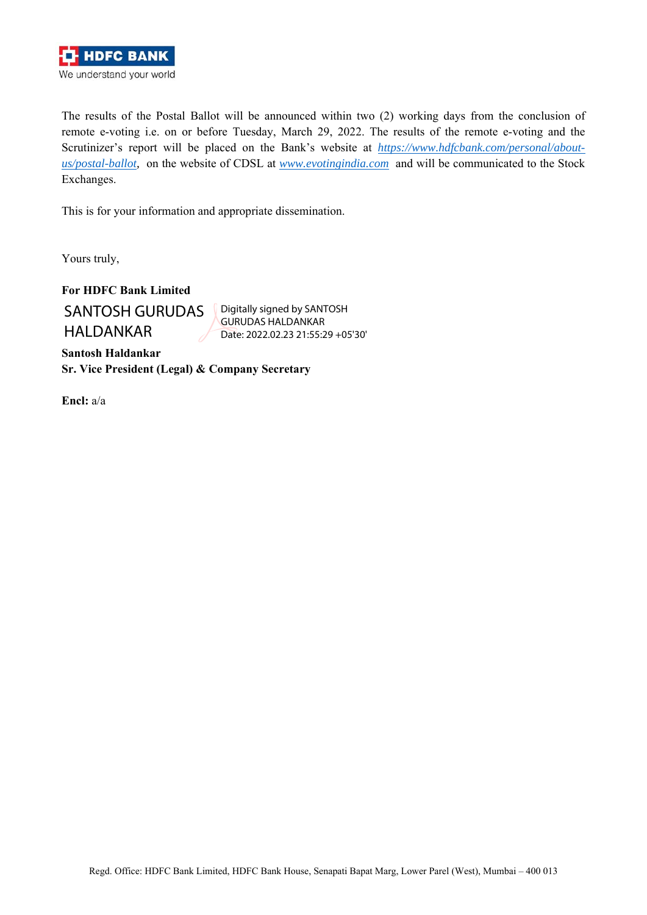The results of the Postal Ballot will be announced within two (2) working days from the conclusion of remote e-voting i.e. on or before Tuesday, March 29, 2022. The results of the remote e-voting and the Scrutinizer's report will be placed on the Bank's website at *https://www.hdfcbank.com/personal/about-us/postal-ballot*, on the website of CDSL at *www.evotingindia.com* and will be communicated to the Stock Exchanges.

This is for your information and appropriate dissemination.

Yours truly,

**For HDFC Bank Limited**

SANTOSH GURUDAS HALDANKAR

Digitally signed by SANTOSH GURUDAS HALDANKAR
Date: 2022.02.23 21:55:29 +05'30'

**Santosh Haldankar**
**Sr. Vice President (Legal) & Company Secretary**

**Encl:** a/a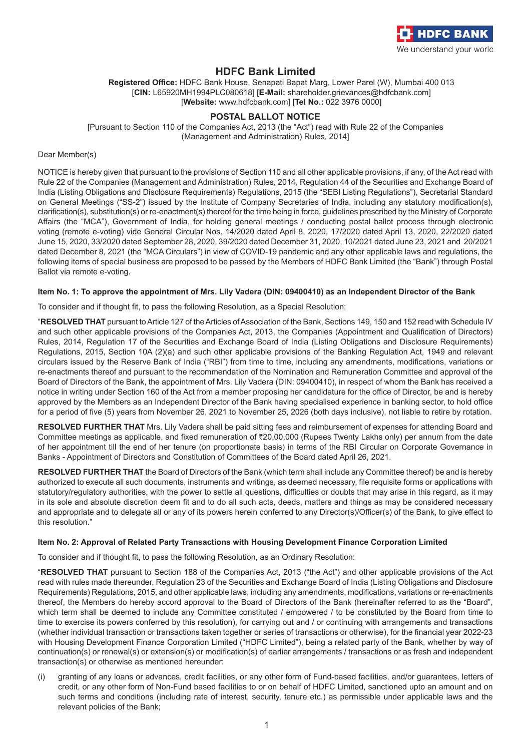# HDFC Bank Limited

**Registered Office:** HDFC Bank House, Senapati Bapat Marg, Lower Parel (W), Mumbai 400 013
[**CIN:** L65920MH1994PLC080618] [**E-Mail:** shareholder.grievances@hdfcbank.com]
[**Website:** www.hdfcbank.com] [**Tel No.:** 022 3976 0000]

## POSTAL BALLOT NOTICE

[Pursuant to Section 110 of the Companies Act, 2013 (the "Act") read with Rule 22 of the Companies (Management and Administration) Rules, 2014]

Dear Member(s)

NOTICE is hereby given that pursuant to the provisions of Section 110 and all other applicable provisions, if any, of the Act read with Rule 22 of the Companies (Management and Administration) Rules, 2014, Regulation 44 of the Securities and Exchange Board of India (Listing Obligations and Disclosure Requirements) Regulations, 2015 (the "SEBI Listing Regulations"), Secretarial Standard on General Meetings ("SS-2") issued by the Institute of Company Secretaries of India, including any statutory modification(s), clarification(s), substitution(s) or re-enactment(s) thereof for the time being in force, guidelines prescribed by the Ministry of Corporate Affairs (the "MCA"), Government of India, for holding general meetings / conducting postal ballot process through electronic voting (remote e-voting) vide General Circular Nos. 14/2020 dated April 8, 2020, 17/2020 dated April 13, 2020, 22/2020 dated June 15, 2020, 33/2020 dated September 28, 2020, 39/2020 dated December 31, 2020, 10/2021 dated June 23, 2021 and 20/2021 dated December 8, 2021 (the "MCA Circulars") in view of COVID-19 pandemic and any other applicable laws and regulations, the following items of special business are proposed to be passed by the Members of HDFC Bank Limited (the "Bank") through Postal Ballot via remote e-voting.

#### Item No. 1: To approve the appointment of Mrs. Lily Vadera (DIN: 09400410) as an Independent Director of the Bank

To consider and if thought fit, to pass the following Resolution, as a Special Resolution:

"**RESOLVED THAT** pursuant to Article 127 of the Articles of Association of the Bank, Sections 149, 150 and 152 read with Schedule IV and such other applicable provisions of the Companies Act, 2013, the Companies (Appointment and Qualification of Directors) Rules, 2014, Regulation 17 of the Securities and Exchange Board of India (Listing Obligations and Disclosure Requirements) Regulations, 2015, Section 10A (2)(a) and such other applicable provisions of the Banking Regulation Act, 1949 and relevant circulars issued by the Reserve Bank of India ("RBI") from time to time, including any amendments, modifications, variations or re-enactments thereof and pursuant to the recommendation of the Nomination and Remuneration Committee and approval of the Board of Directors of the Bank, the appointment of Mrs. Lily Vadera (DIN: 09400410), in respect of whom the Bank has received a notice in writing under Section 160 of the Act from a member proposing her candidature for the office of Director, be and is hereby approved by the Members as an Independent Director of the Bank having specialised experience in banking sector, to hold office for a period of five (5) years from November 26, 2021 to November 25, 2026 (both days inclusive), not liable to retire by rotation.

**RESOLVED FURTHER THAT** Mrs. Lily Vadera shall be paid sitting fees and reimbursement of expenses for attending Board and Committee meetings as applicable, and fixed remuneration of ₹20,00,000 (Rupees Twenty Lakhs only) per annum from the date of her appointment till the end of her tenure (on proportionate basis) in terms of the RBI Circular on Corporate Governance in Banks - Appointment of Directors and Constitution of Committees of the Board dated April 26, 2021.

**RESOLVED FURTHER THAT** the Board of Directors of the Bank (which term shall include any Committee thereof) be and is hereby authorized to execute all such documents, instruments and writings, as deemed necessary, file requisite forms or applications with statutory/regulatory authorities, with the power to settle all questions, difficulties or doubts that may arise in this regard, as it may in its sole and absolute discretion deem fit and to do all such acts, deeds, matters and things as may be considered necessary and appropriate and to delegate all or any of its powers herein conferred to any Director(s)/Officer(s) of the Bank, to give effect to this resolution."

#### Item No. 2: Approval of Related Party Transactions with Housing Development Finance Corporation Limited

To consider and if thought fit, to pass the following Resolution, as an Ordinary Resolution:

"**RESOLVED THAT** pursuant to Section 188 of the Companies Act, 2013 ("the Act") and other applicable provisions of the Act read with rules made thereunder, Regulation 23 of the Securities and Exchange Board of India (Listing Obligations and Disclosure Requirements) Regulations, 2015, and other applicable laws, including any amendments, modifications, variations or re-enactments thereof, the Members do hereby accord approval to the Board of Directors of the Bank (hereinafter referred to as the "Board", which term shall be deemed to include any Committee constituted / empowered / to be constituted by the Board from time to time to exercise its powers conferred by this resolution), for carrying out and / or continuing with arrangements and transactions (whether individual transaction or transactions taken together or series of transactions or otherwise), for the financial year 2022-23 with Housing Development Finance Corporation Limited ("HDFC Limited"), being a related party of the Bank, whether by way of continuation(s) or renewal(s) or extension(s) or modification(s) of earlier arrangements / transactions or as fresh and independent transaction(s) or otherwise as mentioned hereunder:

(i) granting of any loans or advances, credit facilities, or any other form of Fund-based facilities, and/or guarantees, letters of credit, or any other form of Non-Fund based facilities to or on behalf of HDFC Limited, sanctioned upto an amount and on such terms and conditions (including rate of interest, security, tenure etc.) as permissible under applicable laws and the relevant policies of the Bank;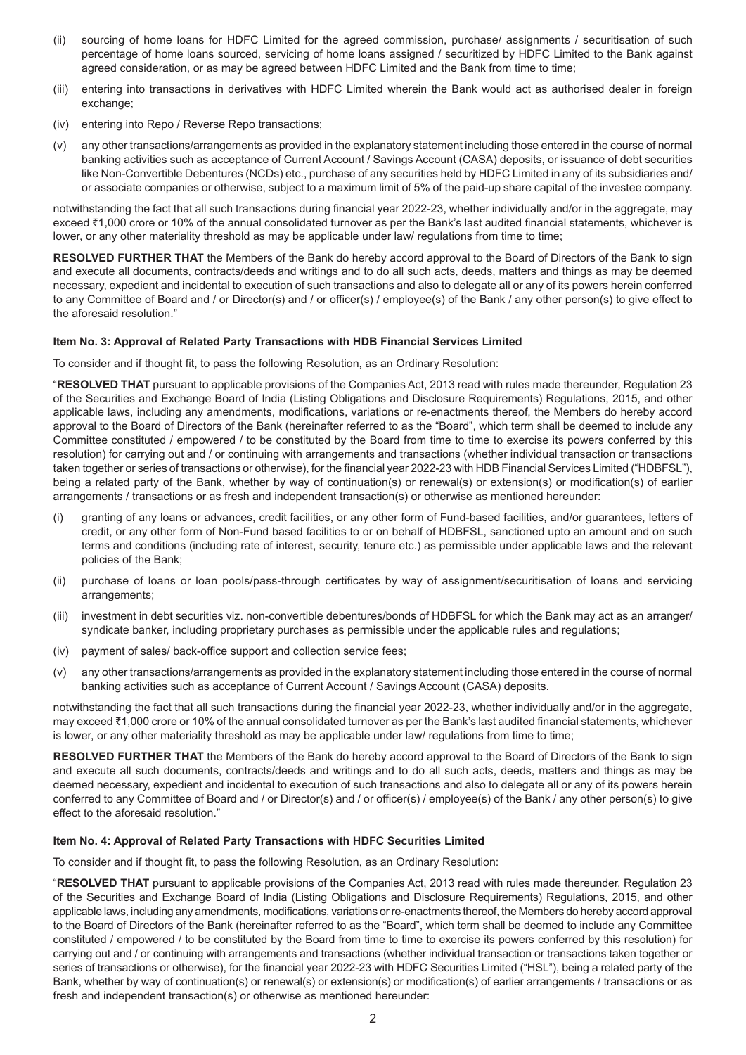(ii) sourcing of home loans for HDFC Limited for the agreed commission, purchase/ assignments / securitisation of such percentage of home loans sourced, servicing of home loans assigned / securitized by HDFC Limited to the Bank against agreed consideration, or as may be agreed between HDFC Limited and the Bank from time to time;

(iii) entering into transactions in derivatives with HDFC Limited wherein the Bank would act as authorised dealer in foreign exchange;

(iv) entering into Repo / Reverse Repo transactions;

(v) any other transactions/arrangements as provided in the explanatory statement including those entered in the course of normal banking activities such as acceptance of Current Account / Savings Account (CASA) deposits, or issuance of debt securities like Non-Convertible Debentures (NCDs) etc., purchase of any securities held by HDFC Limited in any of its subsidiaries and/ or associate companies or otherwise, subject to a maximum limit of 5% of the paid-up share capital of the investee company.

notwithstanding the fact that all such transactions during financial year 2022-23, whether individually and/or in the aggregate, may exceed ₹1,000 crore or 10% of the annual consolidated turnover as per the Bank's last audited financial statements, whichever is lower, or any other materiality threshold as may be applicable under law/ regulations from time to time;

**RESOLVED FURTHER THAT** the Members of the Bank do hereby accord approval to the Board of Directors of the Bank to sign and execute all documents, contracts/deeds and writings and to do all such acts, deeds, matters and things as may be deemed necessary, expedient and incidental to execution of such transactions and also to delegate all or any of its powers herein conferred to any Committee of Board and / or Director(s) and / or officer(s) / employee(s) of the Bank / any other person(s) to give effect to the aforesaid resolution."

**Item No. 3: Approval of Related Party Transactions with HDB Financial Services Limited**

To consider and if thought fit, to pass the following Resolution, as an Ordinary Resolution:

"**RESOLVED THAT** pursuant to applicable provisions of the Companies Act, 2013 read with rules made thereunder, Regulation 23 of the Securities and Exchange Board of India (Listing Obligations and Disclosure Requirements) Regulations, 2015, and other applicable laws, including any amendments, modifications, variations or re-enactments thereof, the Members do hereby accord approval to the Board of Directors of the Bank (hereinafter referred to as the "Board", which term shall be deemed to include any Committee constituted / empowered / to be constituted by the Board from time to time to exercise its powers conferred by this resolution) for carrying out and / or continuing with arrangements and transactions (whether individual transaction or transactions taken together or series of transactions or otherwise), for the financial year 2022-23 with HDB Financial Services Limited ("HDBFSL"), being a related party of the Bank, whether by way of continuation(s) or renewal(s) or extension(s) or modification(s) of earlier arrangements / transactions or as fresh and independent transaction(s) or otherwise as mentioned hereunder:

(i) granting of any loans or advances, credit facilities, or any other form of Fund-based facilities, and/or guarantees, letters of credit, or any other form of Non-Fund based facilities to or on behalf of HDBFSL, sanctioned upto an amount and on such terms and conditions (including rate of interest, security, tenure etc.) as permissible under applicable laws and the relevant policies of the Bank;

(ii) purchase of loans or loan pools/pass-through certificates by way of assignment/securitisation of loans and servicing arrangements;

(iii) investment in debt securities viz. non-convertible debentures/bonds of HDBFSL for which the Bank may act as an arranger/ syndicate banker, including proprietary purchases as permissible under the applicable rules and regulations;

(iv) payment of sales/ back-office support and collection service fees;

(v) any other transactions/arrangements as provided in the explanatory statement including those entered in the course of normal banking activities such as acceptance of Current Account / Savings Account (CASA) deposits.

notwithstanding the fact that all such transactions during the financial year 2022-23, whether individually and/or in the aggregate, may exceed ₹1,000 crore or 10% of the annual consolidated turnover as per the Bank's last audited financial statements, whichever is lower, or any other materiality threshold as may be applicable under law/ regulations from time to time;

**RESOLVED FURTHER THAT** the Members of the Bank do hereby accord approval to the Board of Directors of the Bank to sign and execute all such documents, contracts/deeds and writings and to do all such acts, deeds, matters and things as may be deemed necessary, expedient and incidental to execution of such transactions and also to delegate all or any of its powers herein conferred to any Committee of Board and / or Director(s) and / or officer(s) / employee(s) of the Bank / any other person(s) to give effect to the aforesaid resolution."

**Item No. 4: Approval of Related Party Transactions with HDFC Securities Limited**

To consider and if thought fit, to pass the following Resolution, as an Ordinary Resolution:

"**RESOLVED THAT** pursuant to applicable provisions of the Companies Act, 2013 read with rules made thereunder, Regulation 23 of the Securities and Exchange Board of India (Listing Obligations and Disclosure Requirements) Regulations, 2015, and other applicable laws, including any amendments, modifications, variations or re-enactments thereof, the Members do hereby accord approval to the Board of Directors of the Bank (hereinafter referred to as the "Board", which term shall be deemed to include any Committee constituted / empowered / to be constituted by the Board from time to time to exercise its powers conferred by this resolution) for carrying out and / or continuing with arrangements and transactions (whether individual transaction or transactions taken together or series of transactions or otherwise), for the financial year 2022-23 with HDFC Securities Limited ("HSL"), being a related party of the Bank, whether by way of continuation(s) or renewal(s) or extension(s) or modification(s) of earlier arrangements / transactions or as fresh and independent transaction(s) or otherwise as mentioned hereunder: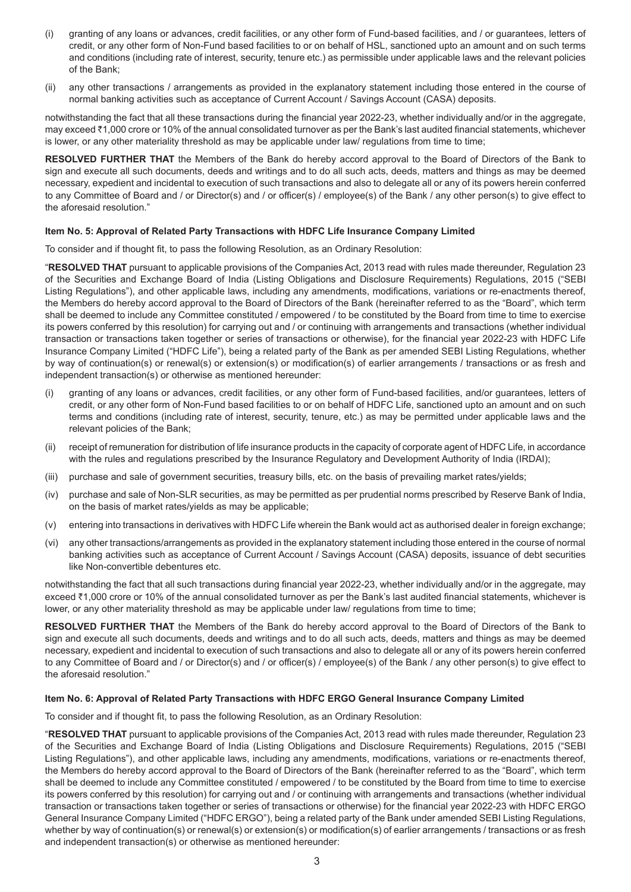(i) granting of any loans or advances, credit facilities, or any other form of Fund-based facilities, and / or guarantees, letters of credit, or any other form of Non-Fund based facilities to or on behalf of HSL, sanctioned upto an amount and on such terms and conditions (including rate of interest, security, tenure etc.) as permissible under applicable laws and the relevant policies of the Bank;

(ii) any other transactions / arrangements as provided in the explanatory statement including those entered in the course of normal banking activities such as acceptance of Current Account / Savings Account (CASA) deposits.

notwithstanding the fact that all these transactions during the financial year 2022-23, whether individually and/or in the aggregate, may exceed ₹1,000 crore or 10% of the annual consolidated turnover as per the Bank's last audited financial statements, whichever is lower, or any other materiality threshold as may be applicable under law/ regulations from time to time;

**RESOLVED FURTHER THAT** the Members of the Bank do hereby accord approval to the Board of Directors of the Bank to sign and execute all such documents, deeds and writings and to do all such acts, deeds, matters and things as may be deemed necessary, expedient and incidental to execution of such transactions and also to delegate all or any of its powers herein conferred to any Committee of Board and / or Director(s) and / or officer(s) / employee(s) of the Bank / any other person(s) to give effect to the aforesaid resolution."

**Item No. 5: Approval of Related Party Transactions with HDFC Life Insurance Company Limited**

To consider and if thought fit, to pass the following Resolution, as an Ordinary Resolution:

"**RESOLVED THAT** pursuant to applicable provisions of the Companies Act, 2013 read with rules made thereunder, Regulation 23 of the Securities and Exchange Board of India (Listing Obligations and Disclosure Requirements) Regulations, 2015 ("SEBI Listing Regulations"), and other applicable laws, including any amendments, modifications, variations or re-enactments thereof, the Members do hereby accord approval to the Board of Directors of the Bank (hereinafter referred to as the "Board", which term shall be deemed to include any Committee constituted / empowered / to be constituted by the Board from time to time to exercise its powers conferred by this resolution) for carrying out and / or continuing with arrangements and transactions (whether individual transaction or transactions taken together or series of transactions or otherwise), for the financial year 2022-23 with HDFC Life Insurance Company Limited ("HDFC Life"), being a related party of the Bank as per amended SEBI Listing Regulations, whether by way of continuation(s) or renewal(s) or extension(s) or modification(s) of earlier arrangements / transactions or as fresh and independent transaction(s) or otherwise as mentioned hereunder:

(i) granting of any loans or advances, credit facilities, or any other form of Fund-based facilities, and/or guarantees, letters of credit, or any other form of Non-Fund based facilities to or on behalf of HDFC Life, sanctioned upto an amount and on such terms and conditions (including rate of interest, security, tenure, etc.) as may be permitted under applicable laws and the relevant policies of the Bank;

(ii) receipt of remuneration for distribution of life insurance products in the capacity of corporate agent of HDFC Life, in accordance with the rules and regulations prescribed by the Insurance Regulatory and Development Authority of India (IRDAI);

(iii) purchase and sale of government securities, treasury bills, etc. on the basis of prevailing market rates/yields;

(iv) purchase and sale of Non-SLR securities, as may be permitted as per prudential norms prescribed by Reserve Bank of India, on the basis of market rates/yields as may be applicable;

(v) entering into transactions in derivatives with HDFC Life wherein the Bank would act as authorised dealer in foreign exchange;

(vi) any other transactions/arrangements as provided in the explanatory statement including those entered in the course of normal banking activities such as acceptance of Current Account / Savings Account (CASA) deposits, issuance of debt securities like Non-convertible debentures etc.

notwithstanding the fact that all such transactions during financial year 2022-23, whether individually and/or in the aggregate, may exceed ₹1,000 crore or 10% of the annual consolidated turnover as per the Bank's last audited financial statements, whichever is lower, or any other materiality threshold as may be applicable under law/ regulations from time to time;

**RESOLVED FURTHER THAT** the Members of the Bank do hereby accord approval to the Board of Directors of the Bank to sign and execute all such documents, deeds and writings and to do all such acts, deeds, matters and things as may be deemed necessary, expedient and incidental to execution of such transactions and also to delegate all or any of its powers herein conferred to any Committee of Board and / or Director(s) and / or officer(s) / employee(s) of the Bank / any other person(s) to give effect to the aforesaid resolution."

**Item No. 6: Approval of Related Party Transactions with HDFC ERGO General Insurance Company Limited**

To consider and if thought fit, to pass the following Resolution, as an Ordinary Resolution:

"**RESOLVED THAT** pursuant to applicable provisions of the Companies Act, 2013 read with rules made thereunder, Regulation 23 of the Securities and Exchange Board of India (Listing Obligations and Disclosure Requirements) Regulations, 2015 ("SEBI Listing Regulations"), and other applicable laws, including any amendments, modifications, variations or re-enactments thereof, the Members do hereby accord approval to the Board of Directors of the Bank (hereinafter referred to as the "Board", which term shall be deemed to include any Committee constituted / empowered / to be constituted by the Board from time to time to exercise its powers conferred by this resolution) for carrying out and / or continuing with arrangements and transactions (whether individual transaction or transactions taken together or series of transactions or otherwise) for the financial year 2022-23 with HDFC ERGO General Insurance Company Limited ("HDFC ERGO"), being a related party of the Bank under amended SEBI Listing Regulations, whether by way of continuation(s) or renewal(s) or extension(s) or modification(s) of earlier arrangements / transactions or as fresh and independent transaction(s) or otherwise as mentioned hereunder: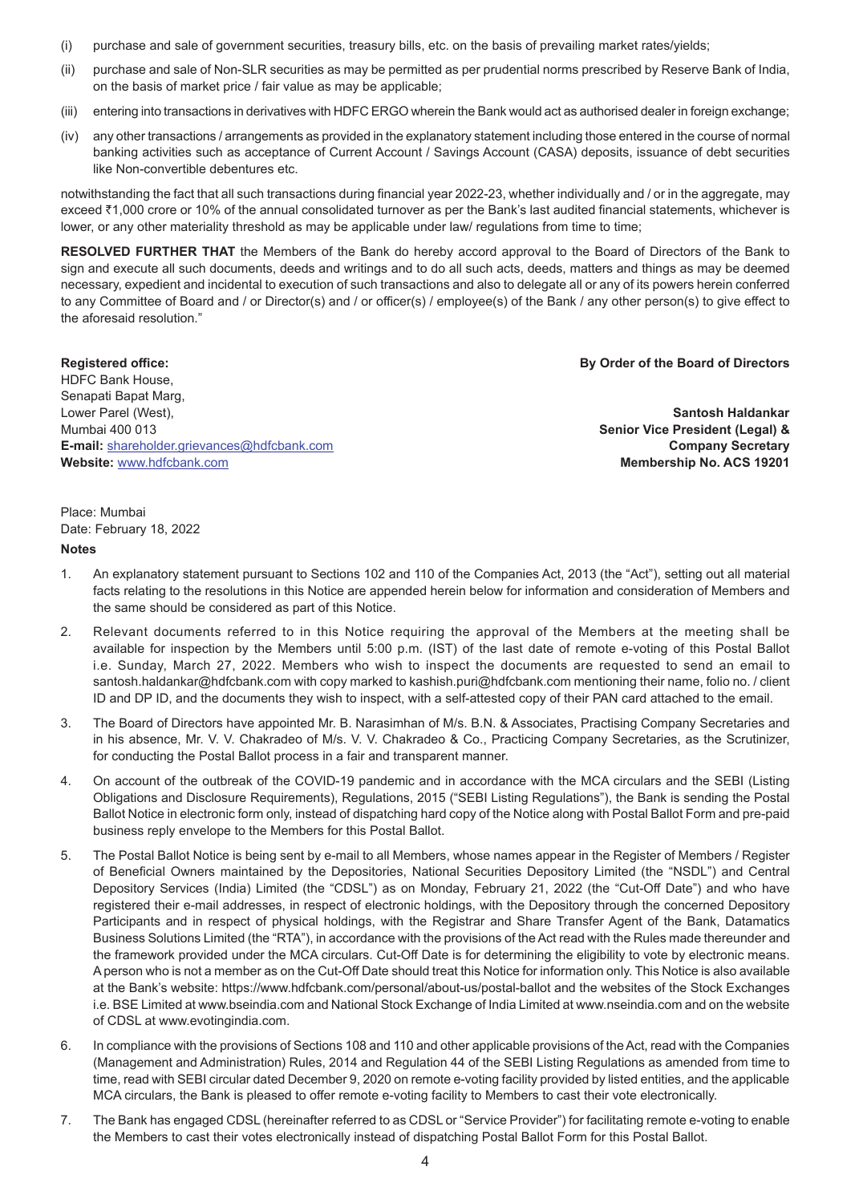(i) purchase and sale of government securities, treasury bills, etc. on the basis of prevailing market rates/yields;

(ii) purchase and sale of Non-SLR securities as may be permitted as per prudential norms prescribed by Reserve Bank of India, on the basis of market price / fair value as may be applicable;

(iii) entering into transactions in derivatives with HDFC ERGO wherein the Bank would act as authorised dealer in foreign exchange;

(iv) any other transactions / arrangements as provided in the explanatory statement including those entered in the course of normal banking activities such as acceptance of Current Account / Savings Account (CASA) deposits, issuance of debt securities like Non-convertible debentures etc.

notwithstanding the fact that all such transactions during financial year 2022-23, whether individually and / or in the aggregate, may exceed ₹1,000 crore or 10% of the annual consolidated turnover as per the Bank's last audited financial statements, whichever is lower, or any other materiality threshold as may be applicable under law/ regulations from time to time;

**RESOLVED FURTHER THAT** the Members of the Bank do hereby accord approval to the Board of Directors of the Bank to sign and execute all such documents, deeds and writings and to do all such acts, deeds, matters and things as may be deemed necessary, expedient and incidental to execution of such transactions and also to delegate all or any of its powers herein conferred to any Committee of Board and / or Director(s) and / or officer(s) / employee(s) of the Bank / any other person(s) to give effect to the aforesaid resolution."

**Registered office:**
HDFC Bank House,
Senapati Bapat Marg,
Lower Parel (West),
Mumbai 400 013
**E-mail:** shareholder.grievances@hdfcbank.com
**Website:** www.hdfcbank.com

**By Order of the Board of Directors**

**Santosh Haldankar**
**Senior Vice President (Legal) &**
**Company Secretary**
**Membership No. ACS 19201**

Place: Mumbai
Date: February 18, 2022

**Notes**

1. An explanatory statement pursuant to Sections 102 and 110 of the Companies Act, 2013 (the "Act"), setting out all material facts relating to the resolutions in this Notice are appended herein below for information and consideration of Members and the same should be considered as part of this Notice.

2. Relevant documents referred to in this Notice requiring the approval of the Members at the meeting shall be available for inspection by the Members until 5:00 p.m. (IST) of the last date of remote e-voting of this Postal Ballot i.e. Sunday, March 27, 2022. Members who wish to inspect the documents are requested to send an email to santosh.haldankar@hdfcbank.com with copy marked to kashish.puri@hdfcbank.com mentioning their name, folio no. / client ID and DP ID, and the documents they wish to inspect, with a self-attested copy of their PAN card attached to the email.

3. The Board of Directors have appointed Mr. B. Narasimhan of M/s. B.N. & Associates, Practising Company Secretaries and in his absence, Mr. V. V. Chakradeo of M/s. V. V. Chakradeo & Co., Practicing Company Secretaries, as the Scrutinizer, for conducting the Postal Ballot process in a fair and transparent manner.

4. On account of the outbreak of the COVID-19 pandemic and in accordance with the MCA circulars and the SEBI (Listing Obligations and Disclosure Requirements), Regulations, 2015 ("SEBI Listing Regulations"), the Bank is sending the Postal Ballot Notice in electronic form only, instead of dispatching hard copy of the Notice along with Postal Ballot Form and pre-paid business reply envelope to the Members for this Postal Ballot.

5. The Postal Ballot Notice is being sent by e-mail to all Members, whose names appear in the Register of Members / Register of Beneficial Owners maintained by the Depositories, National Securities Depository Limited (the "NSDL") and Central Depository Services (India) Limited (the "CDSL") as on Monday, February 21, 2022 (the "Cut-Off Date") and who have registered their e-mail addresses, in respect of electronic holdings, with the Depository through the concerned Depository Participants and in respect of physical holdings, with the Registrar and Share Transfer Agent of the Bank, Datamatics Business Solutions Limited (the "RTA"), in accordance with the provisions of the Act read with the Rules made thereunder and the framework provided under the MCA circulars. Cut-Off Date is for determining the eligibility to vote by electronic means. A person who is not a member as on the Cut-Off Date should treat this Notice for information only. This Notice is also available at the Bank's website: https://www.hdfcbank.com/personal/about-us/postal-ballot and the websites of the Stock Exchanges i.e. BSE Limited at www.bseindia.com and National Stock Exchange of India Limited at www.nseindia.com and on the website of CDSL at www.evotingindia.com.

6. In compliance with the provisions of Sections 108 and 110 and other applicable provisions of the Act, read with the Companies (Management and Administration) Rules, 2014 and Regulation 44 of the SEBI Listing Regulations as amended from time to time, read with SEBI circular dated December 9, 2020 on remote e-voting facility provided by listed entities, and the applicable MCA circulars, the Bank is pleased to offer remote e-voting facility to Members to cast their vote electronically.

7. The Bank has engaged CDSL (hereinafter referred to as CDSL or "Service Provider") for facilitating remote e-voting to enable the Members to cast their votes electronically instead of dispatching Postal Ballot Form for this Postal Ballot.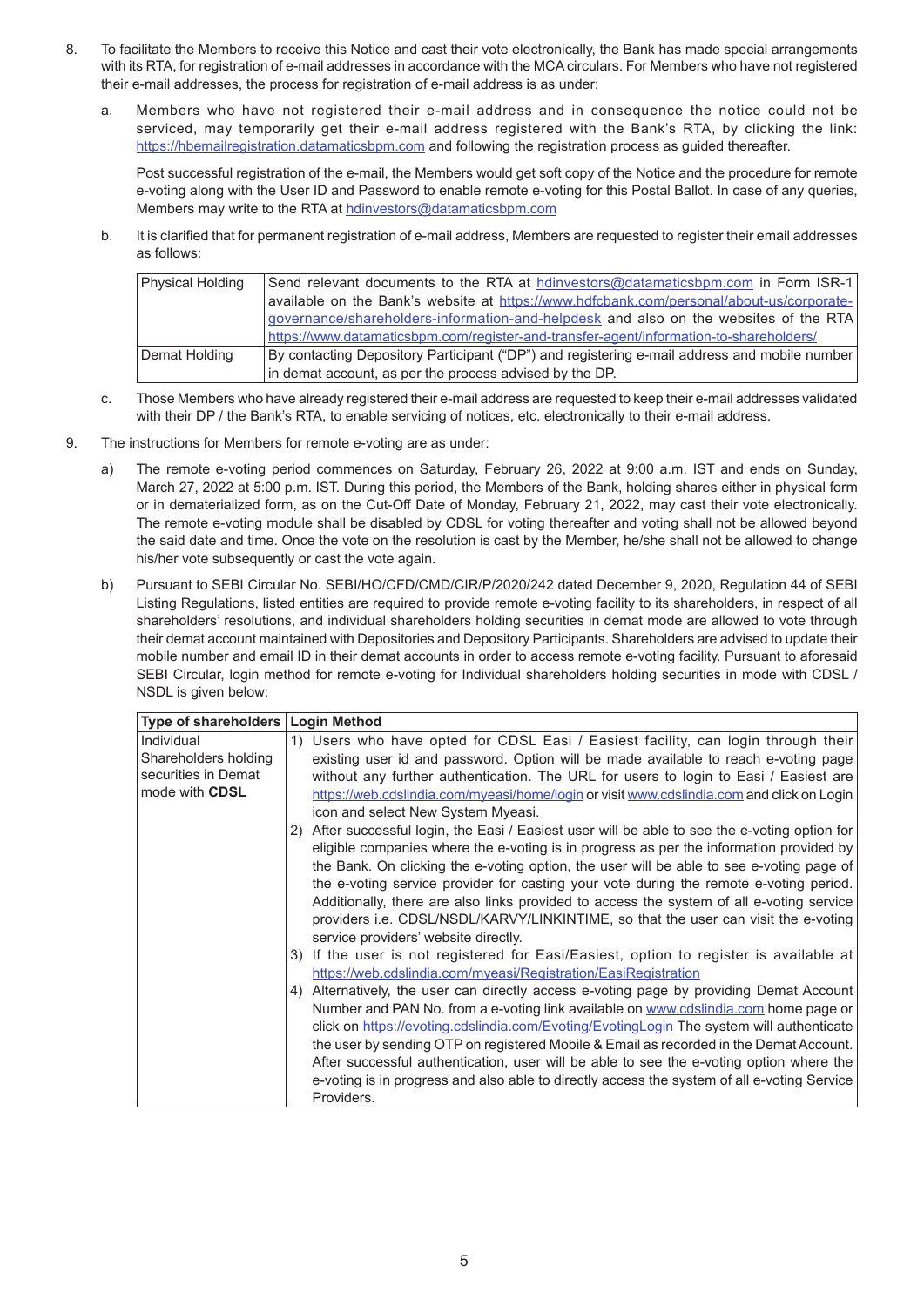8. To facilitate the Members to receive this Notice and cast their vote electronically, the Bank has made special arrangements with its RTA, for registration of e-mail addresses in accordance with the MCA circulars. For Members who have not registered their e-mail addresses, the process for registration of e-mail address is as under:

   a. Members who have not registered their e-mail address and in consequence the notice could not be serviced, may temporarily get their e-mail address registered with the Bank's RTA, by clicking the link: https://hbemailregistration.datamaticsbpm.com and following the registration process as guided thereafter.

      Post successful registration of the e-mail, the Members would get soft copy of the Notice and the procedure for remote e-voting along with the User ID and Password to enable remote e-voting for this Postal Ballot. In case of any queries, Members may write to the RTA at hdinvestors@datamaticsbpm.com

   b. It is clarified that for permanent registration of e-mail address, Members are requested to register their email addresses as follows:

| Physical Holding | Send relevant documents to the RTA at hdinvestors@datamaticsbpm.com in Form ISR-1 available on the Bank's website at https://www.hdfcbank.com/personal/about-us/corporate-governance/shareholders-information-and-helpdesk and also on the websites of the RTA https://www.datamaticsbpm.com/register-and-transfer-agent/information-to-shareholders/ |
|---|---|
| Demat Holding | By contacting Depository Participant ("DP") and registering e-mail address and mobile number in demat account, as per the process advised by the DP. |

   c. Those Members who have already registered their e-mail address are requested to keep their e-mail addresses validated with their DP / the Bank's RTA, to enable servicing of notices, etc. electronically to their e-mail address.

9. The instructions for Members for remote e-voting are as under:

   a) The remote e-voting period commences on Saturday, February 26, 2022 at 9:00 a.m. IST and ends on Sunday, March 27, 2022 at 5:00 p.m. IST. During this period, the Members of the Bank, holding shares either in physical form or in dematerialized form, as on the Cut-Off Date of Monday, February 21, 2022, may cast their vote electronically. The remote e-voting module shall be disabled by CDSL for voting thereafter and voting shall not be allowed beyond the said date and time. Once the vote on the resolution is cast by the Member, he/she shall not be allowed to change his/her vote subsequently or cast the vote again.

   b) Pursuant to SEBI Circular No. SEBI/HO/CFD/CMD/CIR/P/2020/242 dated December 9, 2020, Regulation 44 of SEBI Listing Regulations, listed entities are required to provide remote e-voting facility to its shareholders, in respect of all shareholders' resolutions, and individual shareholders holding securities in demat mode are allowed to vote through their demat account maintained with Depositories and Depository Participants. Shareholders are advised to update their mobile number and email ID in their demat accounts in order to access remote e-voting facility. Pursuant to aforesaid SEBI Circular, login method for remote e-voting for Individual shareholders holding securities in mode with CDSL / NSDL is given below:

| Type of shareholders | Login Method |
|---|---|
| Individual Shareholders holding securities in Demat mode with **CDSL** | 1) Users who have opted for CDSL Easi / Easiest facility, can login through their existing user id and password. Option will be made available to reach e-voting page without any further authentication. The URL for users to login to Easi / Easiest are https://web.cdslindia.com/myeasi/home/login or visit www.cdslindia.com and click on Login icon and select New System Myeasi.<br>2) After successful login, the Easi / Easiest user will be able to see the e-voting option for eligible companies where the e-voting is in progress as per the information provided by the Bank. On clicking the e-voting option, the user will be able to see e-voting page of the e-voting service provider for casting your vote during the remote e-voting period. Additionally, there are also links provided to access the system of all e-voting service providers i.e. CDSL/NSDL/KARVY/LINKINTIME, so that the user can visit the e-voting service providers' website directly.<br>3) If the user is not registered for Easi/Easiest, option to register is available at https://web.cdslindia.com/myeasi/Registration/EasiRegistration<br>4) Alternatively, the user can directly access e-voting page by providing Demat Account Number and PAN No. from a e-voting link available on www.cdslindia.com home page or click on https://evoting.cdslindia.com/Evoting/EvotingLogin The system will authenticate the user by sending OTP on registered Mobile & Email as recorded in the Demat Account. After successful authentication, user will be able to see the e-voting option where the e-voting is in progress and also able to directly access the system of all e-voting Service Providers. |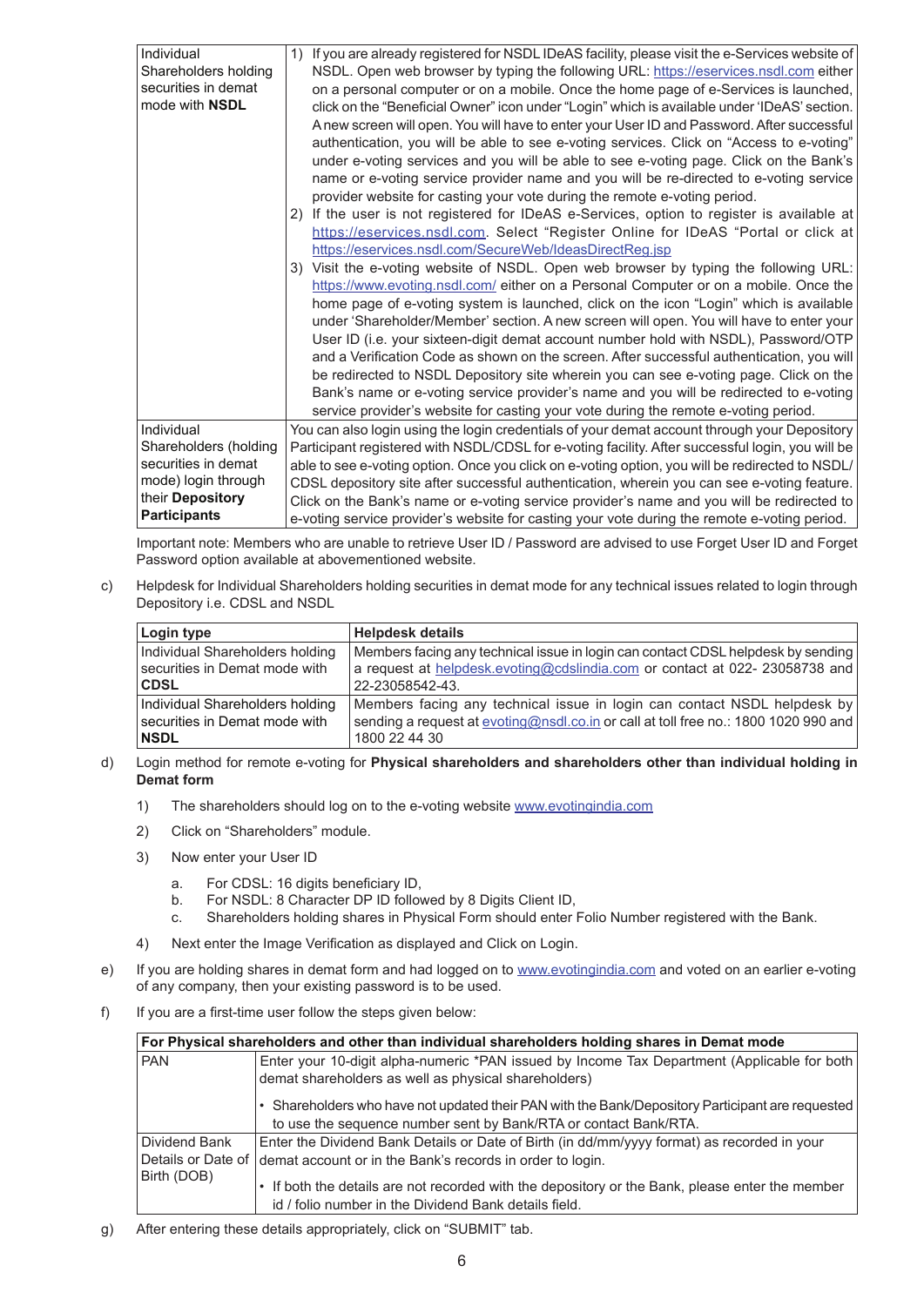| | |
|---|---|
| Individual Shareholders holding securities in demat mode with **NSDL** | 1) If you are already registered for NSDL IDeAS facility, please visit the e-Services website of NSDL. Open web browser by typing the following URL: https://eservices.nsdl.com either on a personal computer or on a mobile. Once the home page of e-Services is launched, click on the "Beneficial Owner" icon under "Login" which is available under 'IDeAS' section. A new screen will open. You will have to enter your User ID and Password. After successful authentication, you will be able to see e-voting services. Click on "Access to e-voting" under e-voting services and you will be able to see e-voting page. Click on the Bank's name or e-voting service provider name and you will be re-directed to e-voting service provider website for casting your vote during the remote e-voting period.<br>2) If the user is not registered for IDeAS e-Services, option to register is available at https://eservices.nsdl.com. Select "Register Online for IDeAS "Portal or click at https://eservices.nsdl.com/SecureWeb/IdeasDirectReg.jsp<br>3) Visit the e-voting website of NSDL. Open web browser by typing the following URL: https://www.evoting.nsdl.com/ either on a Personal Computer or on a mobile. Once the home page of e-voting system is launched, click on the icon "Login" which is available under 'Shareholder/Member' section. A new screen will open. You will have to enter your User ID (i.e. your sixteen-digit demat account number hold with NSDL), Password/OTP and a Verification Code as shown on the screen. After successful authentication, you will be redirected to NSDL Depository site wherein you can see e-voting page. Click on the Bank's name or e-voting service provider's name and you will be redirected to e-voting service provider's website for casting your vote during the remote e-voting period. |
| Individual Shareholders (holding securities in demat mode) login through their **Depository Participants** | You can also login using the login credentials of your demat account through your Depository Participant registered with NSDL/CDSL for e-voting facility. After successful login, you will be able to see e-voting option. Once you click on e-voting option, you will be redirected to NSDL/CDSL depository site after successful authentication, wherein you can see e-voting feature. Click on the Bank's name or e-voting service provider's name and you will be redirected to e-voting service provider's website for casting your vote during the remote e-voting period. |

Important note: Members who are unable to retrieve User ID / Password are advised to use Forget User ID and Forget Password option available at abovementioned website.

c) Helpdesk for Individual Shareholders holding securities in demat mode for any technical issues related to login through Depository i.e. CDSL and NSDL

| Login type | Helpdesk details |
|---|---|
| Individual Shareholders holding securities in Demat mode with **CDSL** | Members facing any technical issue in login can contact CDSL helpdesk by sending a request at helpdesk.evoting@cdslindia.com or contact at 022- 23058738 and 22-23058542-43. |
| Individual Shareholders holding securities in Demat mode with **NSDL** | Members facing any technical issue in login can contact NSDL helpdesk by sending a request at evoting@nsdl.co.in or call at toll free no.: 1800 1020 990 and 1800 22 44 30 |

d) Login method for remote e-voting for **Physical shareholders and shareholders other than individual holding in Demat form**

1) The shareholders should log on to the e-voting website www.evotingindia.com
2) Click on "Shareholders" module.
3) Now enter your User ID
   a. For CDSL: 16 digits beneficiary ID,
   b. For NSDL: 8 Character DP ID followed by 8 Digits Client ID,
   c. Shareholders holding shares in Physical Form should enter Folio Number registered with the Bank.
4) Next enter the Image Verification as displayed and Click on Login.

e) If you are holding shares in demat form and had logged on to www.evotingindia.com and voted on an earlier e-voting of any company, then your existing password is to be used.

f) If you are a first-time user follow the steps given below:

| **For Physical shareholders and other than individual shareholders holding shares in Demat mode** | |
|---|---|
| PAN | Enter your 10-digit alpha-numeric *PAN issued by Income Tax Department (Applicable for both demat shareholders as well as physical shareholders)<br>• Shareholders who have not updated their PAN with the Bank/Depository Participant are requested to use the sequence number sent by Bank/RTA or contact Bank/RTA. |
| Dividend Bank Details or Date of Birth (DOB) | Enter the Dividend Bank Details or Date of Birth (in dd/mm/yyyy format) as recorded in your demat account or in the Bank's records in order to login.<br>• If both the details are not recorded with the depository or the Bank, please enter the member id / folio number in the Dividend Bank details field. |

g) After entering these details appropriately, click on "SUBMIT" tab.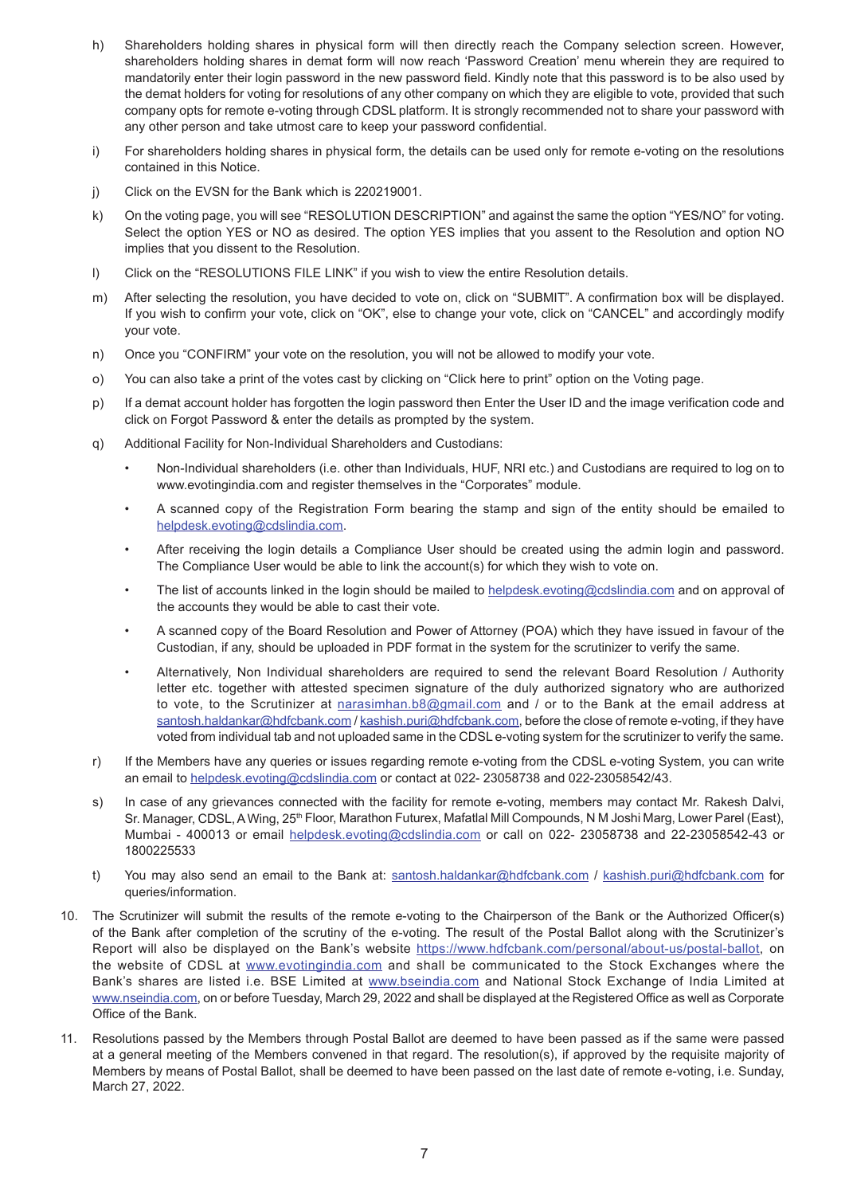h) Shareholders holding shares in physical form will then directly reach the Company selection screen. However, shareholders holding shares in demat form will now reach 'Password Creation' menu wherein they are required to mandatorily enter their login password in the new password field. Kindly note that this password is to be also used by the demat holders for voting for resolutions of any other company on which they are eligible to vote, provided that such company opts for remote e-voting through CDSL platform. It is strongly recommended not to share your password with any other person and take utmost care to keep your password confidential.

i) For shareholders holding shares in physical form, the details can be used only for remote e-voting on the resolutions contained in this Notice.

j) Click on the EVSN for the Bank which is 220219001.

k) On the voting page, you will see "RESOLUTION DESCRIPTION" and against the same the option "YES/NO" for voting. Select the option YES or NO as desired. The option YES implies that you assent to the Resolution and option NO implies that you dissent to the Resolution.

l) Click on the "RESOLUTIONS FILE LINK" if you wish to view the entire Resolution details.

m) After selecting the resolution, you have decided to vote on, click on "SUBMIT". A confirmation box will be displayed. If you wish to confirm your vote, click on "OK", else to change your vote, click on "CANCEL" and accordingly modify your vote.

n) Once you "CONFIRM" your vote on the resolution, you will not be allowed to modify your vote.

o) You can also take a print of the votes cast by clicking on "Click here to print" option on the Voting page.

p) If a demat account holder has forgotten the login password then Enter the User ID and the image verification code and click on Forgot Password & enter the details as prompted by the system.

q) Additional Facility for Non-Individual Shareholders and Custodians:

- Non-Individual shareholders (i.e. other than Individuals, HUF, NRI etc.) and Custodians are required to log on to www.evotingindia.com and register themselves in the "Corporates" module.
- A scanned copy of the Registration Form bearing the stamp and sign of the entity should be emailed to helpdesk.evoting@cdslindia.com.
- After receiving the login details a Compliance User should be created using the admin login and password. The Compliance User would be able to link the account(s) for which they wish to vote on.
- The list of accounts linked in the login should be mailed to helpdesk.evoting@cdslindia.com and on approval of the accounts they would be able to cast their vote.
- A scanned copy of the Board Resolution and Power of Attorney (POA) which they have issued in favour of the Custodian, if any, should be uploaded in PDF format in the system for the scrutinizer to verify the same.
- Alternatively, Non Individual shareholders are required to send the relevant Board Resolution / Authority letter etc. together with attested specimen signature of the duly authorized signatory who are authorized to vote, to the Scrutinizer at narasimhan.b8@gmail.com and / or to the Bank at the email address at santosh.haldankar@hdfcbank.com / kashish.puri@hdfcbank.com, before the close of remote e-voting, if they have voted from individual tab and not uploaded same in the CDSL e-voting system for the scrutinizer to verify the same.

r) If the Members have any queries or issues regarding remote e-voting from the CDSL e-voting System, you can write an email to helpdesk.evoting@cdslindia.com or contact at 022- 23058738 and 022-23058542/43.

s) In case of any grievances connected with the facility for remote e-voting, members may contact Mr. Rakesh Dalvi, Sr. Manager, CDSL, A Wing, 25th Floor, Marathon Futurex, Mafatlal Mill Compounds, N M Joshi Marg, Lower Parel (East), Mumbai - 400013 or email helpdesk.evoting@cdslindia.com or call on 022- 23058738 and 22-23058542-43 or 1800225533

t) You may also send an email to the Bank at: santosh.haldankar@hdfcbank.com / kashish.puri@hdfcbank.com for queries/information.

10. The Scrutinizer will submit the results of the remote e-voting to the Chairperson of the Bank or the Authorized Officer(s) of the Bank after completion of the scrutiny of the e-voting. The result of the Postal Ballot along with the Scrutinizer's Report will also be displayed on the Bank's website https://www.hdfcbank.com/personal/about-us/postal-ballot, on the website of CDSL at www.evotingindia.com and shall be communicated to the Stock Exchanges where the Bank's shares are listed i.e. BSE Limited at www.bseindia.com and National Stock Exchange of India Limited at www.nseindia.com, on or before Tuesday, March 29, 2022 and shall be displayed at the Registered Office as well as Corporate Office of the Bank.

11. Resolutions passed by the Members through Postal Ballot are deemed to have been passed as if the same were passed at a general meeting of the Members convened in that regard. The resolution(s), if approved by the requisite majority of Members by means of Postal Ballot, shall be deemed to have been passed on the last date of remote e-voting, i.e. Sunday, March 27, 2022.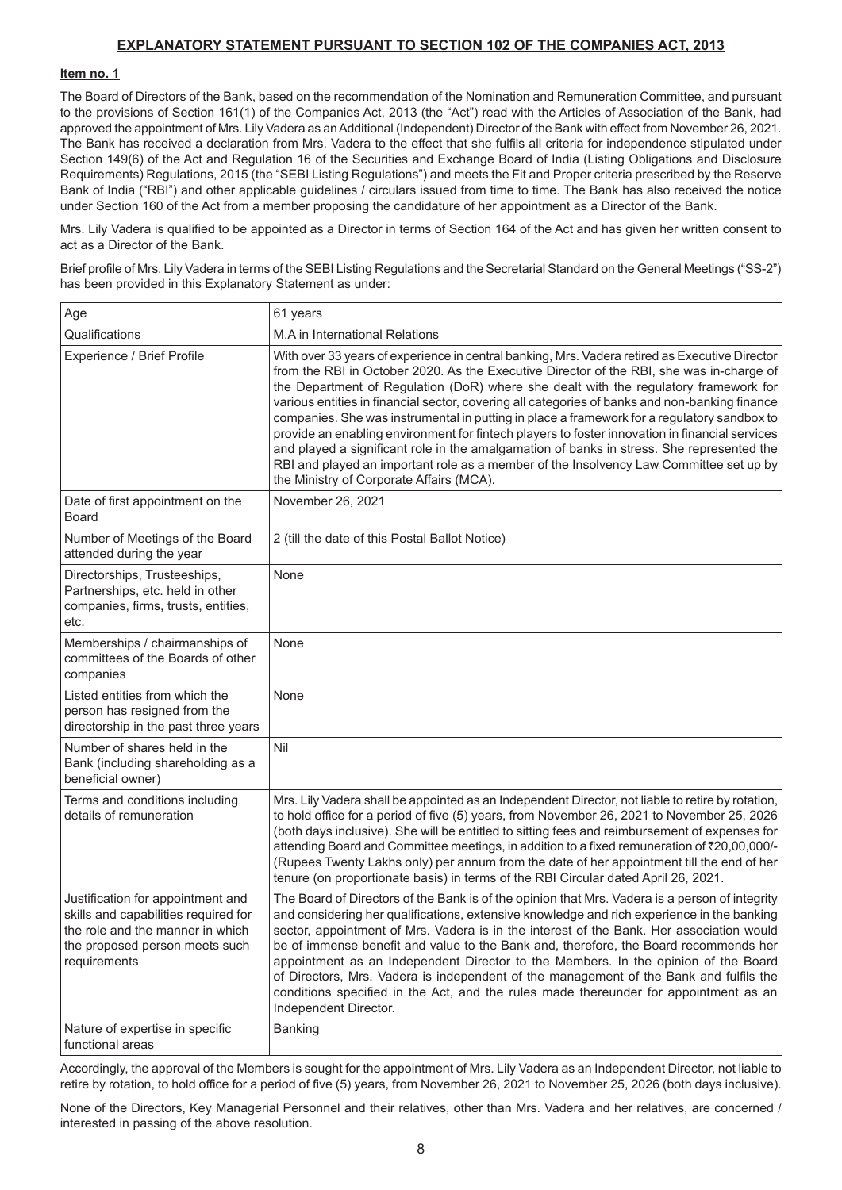## EXPLANATORY STATEMENT PURSUANT TO SECTION 102 OF THE COMPANIES ACT, 2013

### Item no. 1

The Board of Directors of the Bank, based on the recommendation of the Nomination and Remuneration Committee, and pursuant to the provisions of Section 161(1) of the Companies Act, 2013 (the "Act") read with the Articles of Association of the Bank, had approved the appointment of Mrs. Lily Vadera as an Additional (Independent) Director of the Bank with effect from November 26, 2021. The Bank has received a declaration from Mrs. Vadera to the effect that she fulfils all criteria for independence stipulated under Section 149(6) of the Act and Regulation 16 of the Securities and Exchange Board of India (Listing Obligations and Disclosure Requirements) Regulations, 2015 (the "SEBI Listing Regulations") and meets the Fit and Proper criteria prescribed by the Reserve Bank of India ("RBI") and other applicable guidelines / circulars issued from time to time. The Bank has also received the notice under Section 160 of the Act from a member proposing the candidature of her appointment as a Director of the Bank.

Mrs. Lily Vadera is qualified to be appointed as a Director in terms of Section 164 of the Act and has given her written consent to act as a Director of the Bank.

Brief profile of Mrs. Lily Vadera in terms of the SEBI Listing Regulations and the Secretarial Standard on the General Meetings ("SS-2") has been provided in this Explanatory Statement as under:

| | |
|---|---|
| Age | 61 years |
| Qualifications | M.A in International Relations |
| Experience / Brief Profile | With over 33 years of experience in central banking, Mrs. Vadera retired as Executive Director from the RBI in October 2020. As the Executive Director of the RBI, she was in-charge of the Department of Regulation (DoR) where she dealt with the regulatory framework for various entities in financial sector, covering all categories of banks and non-banking finance companies. She was instrumental in putting in place a framework for a regulatory sandbox to provide an enabling environment for fintech players to foster innovation in financial services and played a significant role in the amalgamation of banks in stress. She represented the RBI and played an important role as a member of the Insolvency Law Committee set up by the Ministry of Corporate Affairs (MCA). |
| Date of first appointment on the Board | November 26, 2021 |
| Number of Meetings of the Board attended during the year | 2 (till the date of this Postal Ballot Notice) |
| Directorships, Trusteeships, Partnerships, etc. held in other companies, firms, trusts, entities, etc. | None |
| Memberships / chairmanships of committees of the Boards of other companies | None |
| Listed entities from which the person has resigned from the directorship in the past three years | None |
| Number of shares held in the Bank (including shareholding as a beneficial owner) | Nil |
| Terms and conditions including details of remuneration | Mrs. Lily Vadera shall be appointed as an Independent Director, not liable to retire by rotation, to hold office for a period of five (5) years, from November 26, 2021 to November 25, 2026 (both days inclusive). She will be entitled to sitting fees and reimbursement of expenses for attending Board and Committee meetings, in addition to a fixed remuneration of ₹20,00,000/- (Rupees Twenty Lakhs only) per annum from the date of her appointment till the end of her tenure (on proportionate basis) in terms of the RBI Circular dated April 26, 2021. |
| Justification for appointment and skills and capabilities required for the role and the manner in which the proposed person meets such requirements | The Board of Directors of the Bank is of the opinion that Mrs. Vadera is a person of integrity and considering her qualifications, extensive knowledge and rich experience in the banking sector, appointment of Mrs. Vadera is in the interest of the Bank. Her association would be of immense benefit and value to the Bank and, therefore, the Board recommends her appointment as an Independent Director to the Members. In the opinion of the Board of Directors, Mrs. Vadera is independent of the management of the Bank and fulfils the conditions specified in the Act, and the rules made thereunder for appointment as an Independent Director. |
| Nature of expertise in specific functional areas | Banking |

Accordingly, the approval of the Members is sought for the appointment of Mrs. Lily Vadera as an Independent Director, not liable to retire by rotation, to hold office for a period of five (5) years, from November 26, 2021 to November 25, 2026 (both days inclusive).

None of the Directors, Key Managerial Personnel and their relatives, other than Mrs. Vadera and her relatives, are concerned / interested in passing of the above resolution.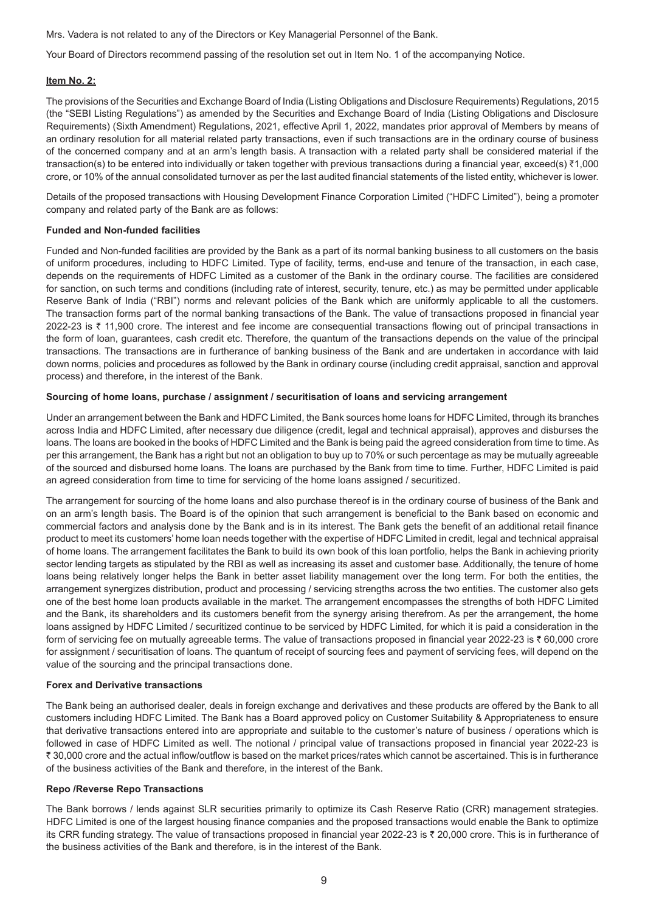Mrs. Vadera is not related to any of the Directors or Key Managerial Personnel of the Bank.

Your Board of Directors recommend passing of the resolution set out in Item No. 1 of the accompanying Notice.

**Item No. 2:**

The provisions of the Securities and Exchange Board of India (Listing Obligations and Disclosure Requirements) Regulations, 2015 (the "SEBI Listing Regulations") as amended by the Securities and Exchange Board of India (Listing Obligations and Disclosure Requirements) (Sixth Amendment) Regulations, 2021, effective April 1, 2022, mandates prior approval of Members by means of an ordinary resolution for all material related party transactions, even if such transactions are in the ordinary course of business of the concerned company and at an arm's length basis. A transaction with a related party shall be considered material if the transaction(s) to be entered into individually or taken together with previous transactions during a financial year, exceed(s) ₹1,000 crore, or 10% of the annual consolidated turnover as per the last audited financial statements of the listed entity, whichever is lower.

Details of the proposed transactions with Housing Development Finance Corporation Limited ("HDFC Limited"), being a promoter company and related party of the Bank are as follows:

**Funded and Non-funded facilities**

Funded and Non-funded facilities are provided by the Bank as a part of its normal banking business to all customers on the basis of uniform procedures, including to HDFC Limited. Type of facility, terms, end-use and tenure of the transaction, in each case, depends on the requirements of HDFC Limited as a customer of the Bank in the ordinary course. The facilities are considered for sanction, on such terms and conditions (including rate of interest, security, tenure, etc.) as may be permitted under applicable Reserve Bank of India ("RBI") norms and relevant policies of the Bank which are uniformly applicable to all the customers. The transaction forms part of the normal banking transactions of the Bank. The value of transactions proposed in financial year 2022-23 is ₹ 11,900 crore. The interest and fee income are consequential transactions flowing out of principal transactions in the form of loan, guarantees, cash credit etc. Therefore, the quantum of the transactions depends on the value of the principal transactions. The transactions are in furtherance of banking business of the Bank and are undertaken in accordance with laid down norms, policies and procedures as followed by the Bank in ordinary course (including credit appraisal, sanction and approval process) and therefore, in the interest of the Bank.

**Sourcing of home loans, purchase / assignment / securitisation of loans and servicing arrangement**

Under an arrangement between the Bank and HDFC Limited, the Bank sources home loans for HDFC Limited, through its branches across India and HDFC Limited, after necessary due diligence (credit, legal and technical appraisal), approves and disburses the loans. The loans are booked in the books of HDFC Limited and the Bank is being paid the agreed consideration from time to time. As per this arrangement, the Bank has a right but not an obligation to buy up to 70% or such percentage as may be mutually agreeable of the sourced and disbursed home loans. The loans are purchased by the Bank from time to time. Further, HDFC Limited is paid an agreed consideration from time to time for servicing of the home loans assigned / securitized.

The arrangement for sourcing of the home loans and also purchase thereof is in the ordinary course of business of the Bank and on an arm's length basis. The Board is of the opinion that such arrangement is beneficial to the Bank based on economic and commercial factors and analysis done by the Bank and is in its interest. The Bank gets the benefit of an additional retail finance product to meet its customers' home loan needs together with the expertise of HDFC Limited in credit, legal and technical appraisal of home loans. The arrangement facilitates the Bank to build its own book of this loan portfolio, helps the Bank in achieving priority sector lending targets as stipulated by the RBI as well as increasing its asset and customer base. Additionally, the tenure of home loans being relatively longer helps the Bank in better asset liability management over the long term. For both the entities, the arrangement synergizes distribution, product and processing / servicing strengths across the two entities. The customer also gets one of the best home loan products available in the market. The arrangement encompasses the strengths of both HDFC Limited and the Bank, its shareholders and its customers benefit from the synergy arising therefrom. As per the arrangement, the home loans assigned by HDFC Limited / securitized continue to be serviced by HDFC Limited, for which it is paid a consideration in the form of servicing fee on mutually agreeable terms. The value of transactions proposed in financial year 2022-23 is ₹ 60,000 crore for assignment / securitisation of loans. The quantum of receipt of sourcing fees and payment of servicing fees, will depend on the value of the sourcing and the principal transactions done.

**Forex and Derivative transactions**

The Bank being an authorised dealer, deals in foreign exchange and derivatives and these products are offered by the Bank to all customers including HDFC Limited. The Bank has a Board approved policy on Customer Suitability & Appropriateness to ensure that derivative transactions entered into are appropriate and suitable to the customer's nature of business / operations which is followed in case of HDFC Limited as well. The notional / principal value of transactions proposed in financial year 2022-23 is ₹ 30,000 crore and the actual inflow/outflow is based on the market prices/rates which cannot be ascertained. This is in furtherance of the business activities of the Bank and therefore, in the interest of the Bank.

**Repo /Reverse Repo Transactions**

The Bank borrows / lends against SLR securities primarily to optimize its Cash Reserve Ratio (CRR) management strategies. HDFC Limited is one of the largest housing finance companies and the proposed transactions would enable the Bank to optimize its CRR funding strategy. The value of transactions proposed in financial year 2022-23 is ₹ 20,000 crore. This is in furtherance of the business activities of the Bank and therefore, is in the interest of the Bank.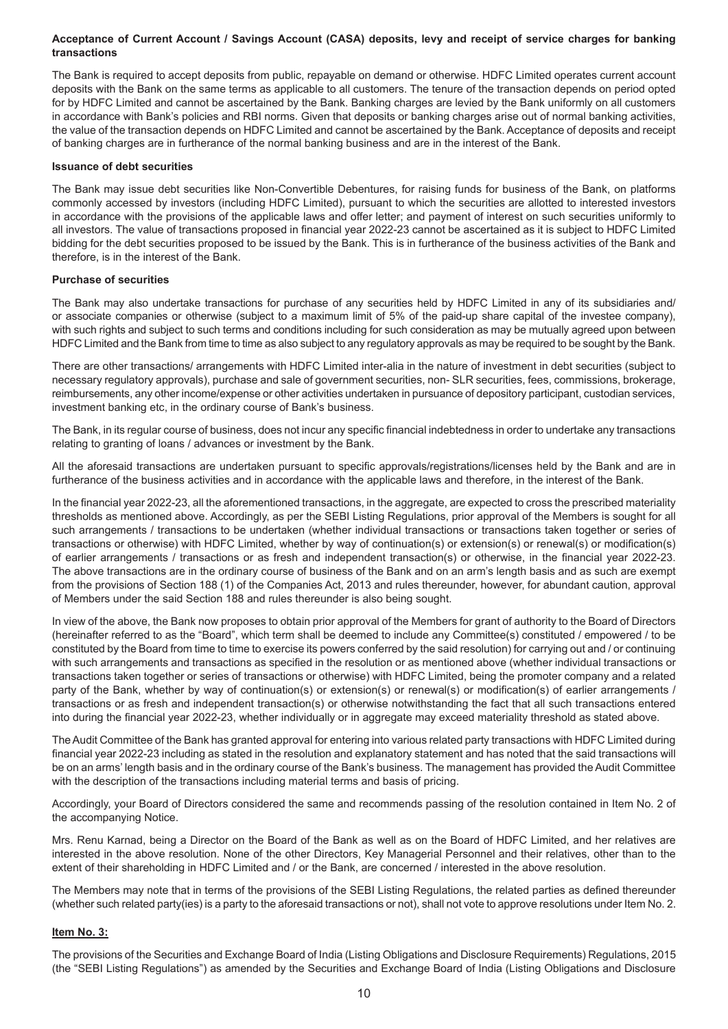**Acceptance of Current Account / Savings Account (CASA) deposits, levy and receipt of service charges for banking transactions**

The Bank is required to accept deposits from public, repayable on demand or otherwise. HDFC Limited operates current account deposits with the Bank on the same terms as applicable to all customers. The tenure of the transaction depends on period opted for by HDFC Limited and cannot be ascertained by the Bank. Banking charges are levied by the Bank uniformly on all customers in accordance with Bank's policies and RBI norms. Given that deposits or banking charges arise out of normal banking activities, the value of the transaction depends on HDFC Limited and cannot be ascertained by the Bank. Acceptance of deposits and receipt of banking charges are in furtherance of the normal banking business and are in the interest of the Bank.

**Issuance of debt securities**

The Bank may issue debt securities like Non-Convertible Debentures, for raising funds for business of the Bank, on platforms commonly accessed by investors (including HDFC Limited), pursuant to which the securities are allotted to interested investors in accordance with the provisions of the applicable laws and offer letter; and payment of interest on such securities uniformly to all investors. The value of transactions proposed in financial year 2022-23 cannot be ascertained as it is subject to HDFC Limited bidding for the debt securities proposed to be issued by the Bank. This is in furtherance of the business activities of the Bank and therefore, is in the interest of the Bank.

**Purchase of securities**

The Bank may also undertake transactions for purchase of any securities held by HDFC Limited in any of its subsidiaries and/ or associate companies or otherwise (subject to a maximum limit of 5% of the paid-up share capital of the investee company), with such rights and subject to such terms and conditions including for such consideration as may be mutually agreed upon between HDFC Limited and the Bank from time to time as also subject to any regulatory approvals as may be required to be sought by the Bank.

There are other transactions/ arrangements with HDFC Limited inter-alia in the nature of investment in debt securities (subject to necessary regulatory approvals), purchase and sale of government securities, non- SLR securities, fees, commissions, brokerage, reimbursements, any other income/expense or other activities undertaken in pursuance of depository participant, custodian services, investment banking etc, in the ordinary course of Bank's business.

The Bank, in its regular course of business, does not incur any specific financial indebtedness in order to undertake any transactions relating to granting of loans / advances or investment by the Bank.

All the aforesaid transactions are undertaken pursuant to specific approvals/registrations/licenses held by the Bank and are in furtherance of the business activities and in accordance with the applicable laws and therefore, in the interest of the Bank.

In the financial year 2022-23, all the aforementioned transactions, in the aggregate, are expected to cross the prescribed materiality thresholds as mentioned above. Accordingly, as per the SEBI Listing Regulations, prior approval of the Members is sought for all such arrangements / transactions to be undertaken (whether individual transactions or transactions taken together or series of transactions or otherwise) with HDFC Limited, whether by way of continuation(s) or extension(s) or renewal(s) or modification(s) of earlier arrangements / transactions or as fresh and independent transaction(s) or otherwise, in the financial year 2022-23. The above transactions are in the ordinary course of business of the Bank and on an arm's length basis and as such are exempt from the provisions of Section 188 (1) of the Companies Act, 2013 and rules thereunder, however, for abundant caution, approval of Members under the said Section 188 and rules thereunder is also being sought.

In view of the above, the Bank now proposes to obtain prior approval of the Members for grant of authority to the Board of Directors (hereinafter referred to as the "Board", which term shall be deemed to include any Committee(s) constituted / empowered / to be constituted by the Board from time to time to exercise its powers conferred by the said resolution) for carrying out and / or continuing with such arrangements and transactions as specified in the resolution or as mentioned above (whether individual transactions or transactions taken together or series of transactions or otherwise) with HDFC Limited, being the promoter company and a related party of the Bank, whether by way of continuation(s) or extension(s) or renewal(s) or modification(s) of earlier arrangements / transactions or as fresh and independent transaction(s) or otherwise notwithstanding the fact that all such transactions entered into during the financial year 2022-23, whether individually or in aggregate may exceed materiality threshold as stated above.

The Audit Committee of the Bank has granted approval for entering into various related party transactions with HDFC Limited during financial year 2022-23 including as stated in the resolution and explanatory statement and has noted that the said transactions will be on an arms' length basis and in the ordinary course of the Bank's business. The management has provided the Audit Committee with the description of the transactions including material terms and basis of pricing.

Accordingly, your Board of Directors considered the same and recommends passing of the resolution contained in Item No. 2 of the accompanying Notice.

Mrs. Renu Karnad, being a Director on the Board of the Bank as well as on the Board of HDFC Limited, and her relatives are interested in the above resolution. None of the other Directors, Key Managerial Personnel and their relatives, other than to the extent of their shareholding in HDFC Limited and / or the Bank, are concerned / interested in the above resolution.

The Members may note that in terms of the provisions of the SEBI Listing Regulations, the related parties as defined thereunder (whether such related party(ies) is a party to the aforesaid transactions or not), shall not vote to approve resolutions under Item No. 2.

**Item No. 3:**

The provisions of the Securities and Exchange Board of India (Listing Obligations and Disclosure Requirements) Regulations, 2015 (the "SEBI Listing Regulations") as amended by the Securities and Exchange Board of India (Listing Obligations and Disclosure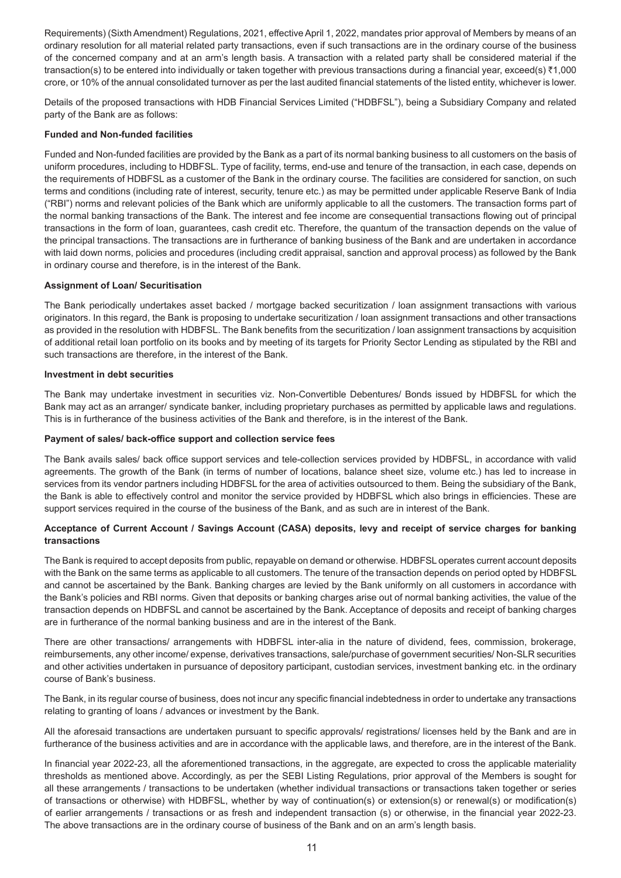Requirements) (Sixth Amendment) Regulations, 2021, effective April 1, 2022, mandates prior approval of Members by means of an ordinary resolution for all material related party transactions, even if such transactions are in the ordinary course of the business of the concerned company and at an arm's length basis. A transaction with a related party shall be considered material if the transaction(s) to be entered into individually or taken together with previous transactions during a financial year, exceed(s) ₹1,000 crore, or 10% of the annual consolidated turnover as per the last audited financial statements of the listed entity, whichever is lower.

Details of the proposed transactions with HDB Financial Services Limited ("HDBFSL"), being a Subsidiary Company and related party of the Bank are as follows:

**Funded and Non-funded facilities**

Funded and Non-funded facilities are provided by the Bank as a part of its normal banking business to all customers on the basis of uniform procedures, including to HDBFSL. Type of facility, terms, end-use and tenure of the transaction, in each case, depends on the requirements of HDBFSL as a customer of the Bank in the ordinary course. The facilities are considered for sanction, on such terms and conditions (including rate of interest, security, tenure etc.) as may be permitted under applicable Reserve Bank of India ("RBI") norms and relevant policies of the Bank which are uniformly applicable to all the customers. The transaction forms part of the normal banking transactions of the Bank. The interest and fee income are consequential transactions flowing out of principal transactions in the form of loan, guarantees, cash credit etc. Therefore, the quantum of the transaction depends on the value of the principal transactions. The transactions are in furtherance of banking business of the Bank and are undertaken in accordance with laid down norms, policies and procedures (including credit appraisal, sanction and approval process) as followed by the Bank in ordinary course and therefore, is in the interest of the Bank.

**Assignment of Loan/ Securitisation**

The Bank periodically undertakes asset backed / mortgage backed securitization / loan assignment transactions with various originators. In this regard, the Bank is proposing to undertake securitization / loan assignment transactions and other transactions as provided in the resolution with HDBFSL. The Bank benefits from the securitization / loan assignment transactions by acquisition of additional retail loan portfolio on its books and by meeting of its targets for Priority Sector Lending as stipulated by the RBI and such transactions are therefore, in the interest of the Bank.

**Investment in debt securities**

The Bank may undertake investment in securities viz. Non-Convertible Debentures/ Bonds issued by HDBFSL for which the Bank may act as an arranger/ syndicate banker, including proprietary purchases as permitted by applicable laws and regulations. This is in furtherance of the business activities of the Bank and therefore, is in the interest of the Bank.

**Payment of sales/ back-office support and collection service fees**

The Bank avails sales/ back office support services and tele-collection services provided by HDBFSL, in accordance with valid agreements. The growth of the Bank (in terms of number of locations, balance sheet size, volume etc.) has led to increase in services from its vendor partners including HDBFSL for the area of activities outsourced to them. Being the subsidiary of the Bank, the Bank is able to effectively control and monitor the service provided by HDBFSL which also brings in efficiencies. These are support services required in the course of the business of the Bank, and as such are in interest of the Bank.

**Acceptance of Current Account / Savings Account (CASA) deposits, levy and receipt of service charges for banking transactions**

The Bank is required to accept deposits from public, repayable on demand or otherwise. HDBFSL operates current account deposits with the Bank on the same terms as applicable to all customers. The tenure of the transaction depends on period opted by HDBFSL and cannot be ascertained by the Bank. Banking charges are levied by the Bank uniformly on all customers in accordance with the Bank's policies and RBI norms. Given that deposits or banking charges arise out of normal banking activities, the value of the transaction depends on HDBFSL and cannot be ascertained by the Bank. Acceptance of deposits and receipt of banking charges are in furtherance of the normal banking business and are in the interest of the Bank.

There are other transactions/ arrangements with HDBFSL inter-alia in the nature of dividend, fees, commission, brokerage, reimbursements, any other income/ expense, derivatives transactions, sale/purchase of government securities/ Non-SLR securities and other activities undertaken in pursuance of depository participant, custodian services, investment banking etc. in the ordinary course of Bank's business.

The Bank, in its regular course of business, does not incur any specific financial indebtedness in order to undertake any transactions relating to granting of loans / advances or investment by the Bank.

All the aforesaid transactions are undertaken pursuant to specific approvals/ registrations/ licenses held by the Bank and are in furtherance of the business activities and are in accordance with the applicable laws, and therefore, are in the interest of the Bank.

In financial year 2022-23, all the aforementioned transactions, in the aggregate, are expected to cross the applicable materiality thresholds as mentioned above. Accordingly, as per the SEBI Listing Regulations, prior approval of the Members is sought for all these arrangements / transactions to be undertaken (whether individual transactions or transactions taken together or series of transactions or otherwise) with HDBFSL, whether by way of continuation(s) or extension(s) or renewal(s) or modification(s) of earlier arrangements / transactions or as fresh and independent transaction (s) or otherwise, in the financial year 2022-23. The above transactions are in the ordinary course of business of the Bank and on an arm's length basis.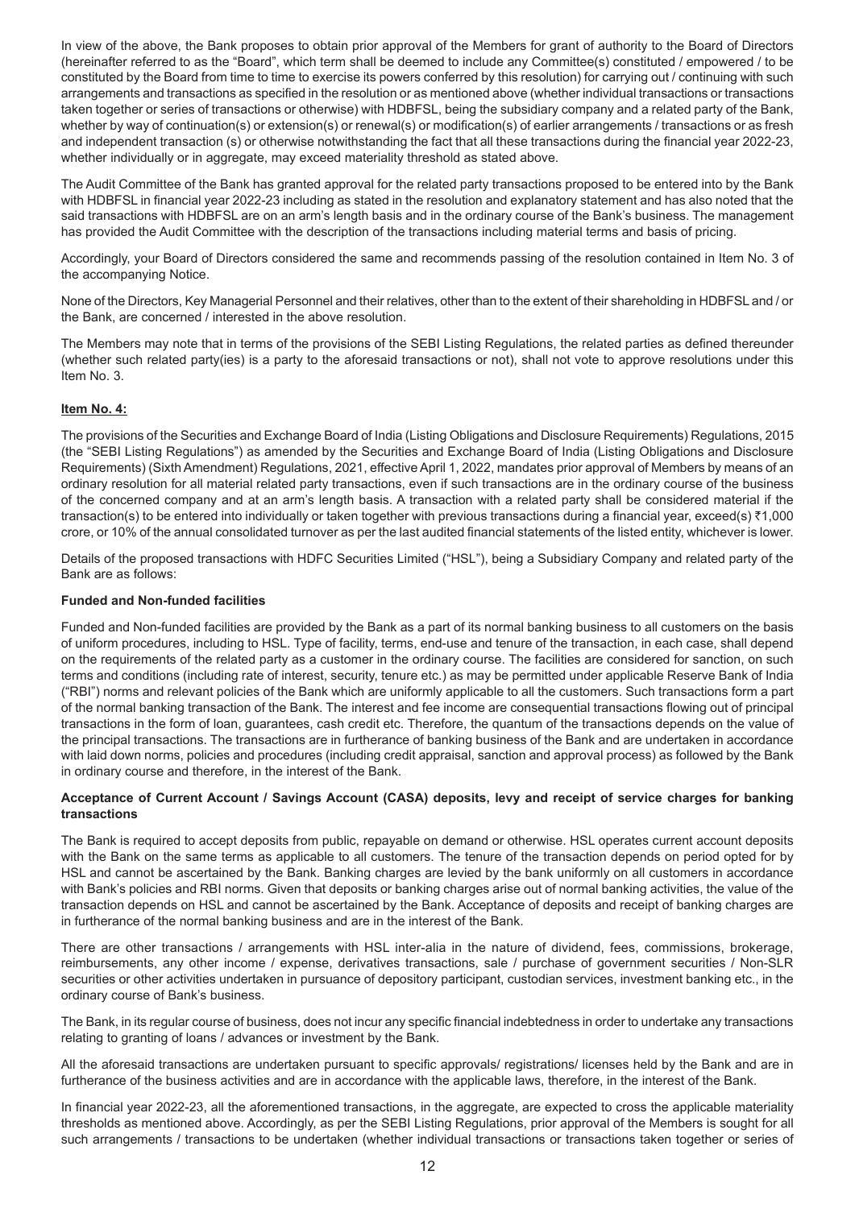In view of the above, the Bank proposes to obtain prior approval of the Members for grant of authority to the Board of Directors (hereinafter referred to as the "Board", which term shall be deemed to include any Committee(s) constituted / empowered / to be constituted by the Board from time to time to exercise its powers conferred by this resolution) for carrying out / continuing with such arrangements and transactions as specified in the resolution or as mentioned above (whether individual transactions or transactions taken together or series of transactions or otherwise) with HDBFSL, being the subsidiary company and a related party of the Bank, whether by way of continuation(s) or extension(s) or renewal(s) or modification(s) of earlier arrangements / transactions or as fresh and independent transaction (s) or otherwise notwithstanding the fact that all these transactions during the financial year 2022-23, whether individually or in aggregate, may exceed materiality threshold as stated above.

The Audit Committee of the Bank has granted approval for the related party transactions proposed to be entered into by the Bank with HDBFSL in financial year 2022-23 including as stated in the resolution and explanatory statement and has also noted that the said transactions with HDBFSL are on an arm's length basis and in the ordinary course of the Bank's business. The management has provided the Audit Committee with the description of the transactions including material terms and basis of pricing.

Accordingly, your Board of Directors considered the same and recommends passing of the resolution contained in Item No. 3 of the accompanying Notice.

None of the Directors, Key Managerial Personnel and their relatives, other than to the extent of their shareholding in HDBFSL and / or the Bank, are concerned / interested in the above resolution.

The Members may note that in terms of the provisions of the SEBI Listing Regulations, the related parties as defined thereunder (whether such related party(ies) is a party to the aforesaid transactions or not), shall not vote to approve resolutions under this Item No. 3.

**Item No. 4:**

The provisions of the Securities and Exchange Board of India (Listing Obligations and Disclosure Requirements) Regulations, 2015 (the "SEBI Listing Regulations") as amended by the Securities and Exchange Board of India (Listing Obligations and Disclosure Requirements) (Sixth Amendment) Regulations, 2021, effective April 1, 2022, mandates prior approval of Members by means of an ordinary resolution for all material related party transactions, even if such transactions are in the ordinary course of the business of the concerned company and at an arm's length basis. A transaction with a related party shall be considered material if the transaction(s) to be entered into individually or taken together with previous transactions during a financial year, exceed(s) ₹1,000 crore, or 10% of the annual consolidated turnover as per the last audited financial statements of the listed entity, whichever is lower.

Details of the proposed transactions with HDFC Securities Limited ("HSL"), being a Subsidiary Company and related party of the Bank are as follows:

**Funded and Non-funded facilities**

Funded and Non-funded facilities are provided by the Bank as a part of its normal banking business to all customers on the basis of uniform procedures, including to HSL. Type of facility, terms, end-use and tenure of the transaction, in each case, shall depend on the requirements of the related party as a customer in the ordinary course. The facilities are considered for sanction, on such terms and conditions (including rate of interest, security, tenure etc.) as may be permitted under applicable Reserve Bank of India ("RBI") norms and relevant policies of the Bank which are uniformly applicable to all the customers. Such transactions form a part of the normal banking transaction of the Bank. The interest and fee income are consequential transactions flowing out of principal transactions in the form of loan, guarantees, cash credit etc. Therefore, the quantum of the transactions depends on the value of the principal transactions. The transactions are in furtherance of banking business of the Bank and are undertaken in accordance with laid down norms, policies and procedures (including credit appraisal, sanction and approval process) as followed by the Bank in ordinary course and therefore, in the interest of the Bank.

**Acceptance of Current Account / Savings Account (CASA) deposits, levy and receipt of service charges for banking transactions**

The Bank is required to accept deposits from public, repayable on demand or otherwise. HSL operates current account deposits with the Bank on the same terms as applicable to all customers. The tenure of the transaction depends on period opted for by HSL and cannot be ascertained by the Bank. Banking charges are levied by the bank uniformly on all customers in accordance with Bank's policies and RBI norms. Given that deposits or banking charges arise out of normal banking activities, the value of the transaction depends on HSL and cannot be ascertained by the Bank. Acceptance of deposits and receipt of banking charges are in furtherance of the normal banking business and are in the interest of the Bank.

There are other transactions / arrangements with HSL inter-alia in the nature of dividend, fees, commissions, brokerage, reimbursements, any other income / expense, derivatives transactions, sale / purchase of government securities / Non-SLR securities or other activities undertaken in pursuance of depository participant, custodian services, investment banking etc., in the ordinary course of Bank's business.

The Bank, in its regular course of business, does not incur any specific financial indebtedness in order to undertake any transactions relating to granting of loans / advances or investment by the Bank.

All the aforesaid transactions are undertaken pursuant to specific approvals/ registrations/ licenses held by the Bank and are in furtherance of the business activities and are in accordance with the applicable laws, therefore, in the interest of the Bank.

In financial year 2022-23, all the aforementioned transactions, in the aggregate, are expected to cross the applicable materiality thresholds as mentioned above. Accordingly, as per the SEBI Listing Regulations, prior approval of the Members is sought for all such arrangements / transactions to be undertaken (whether individual transactions or transactions taken together or series of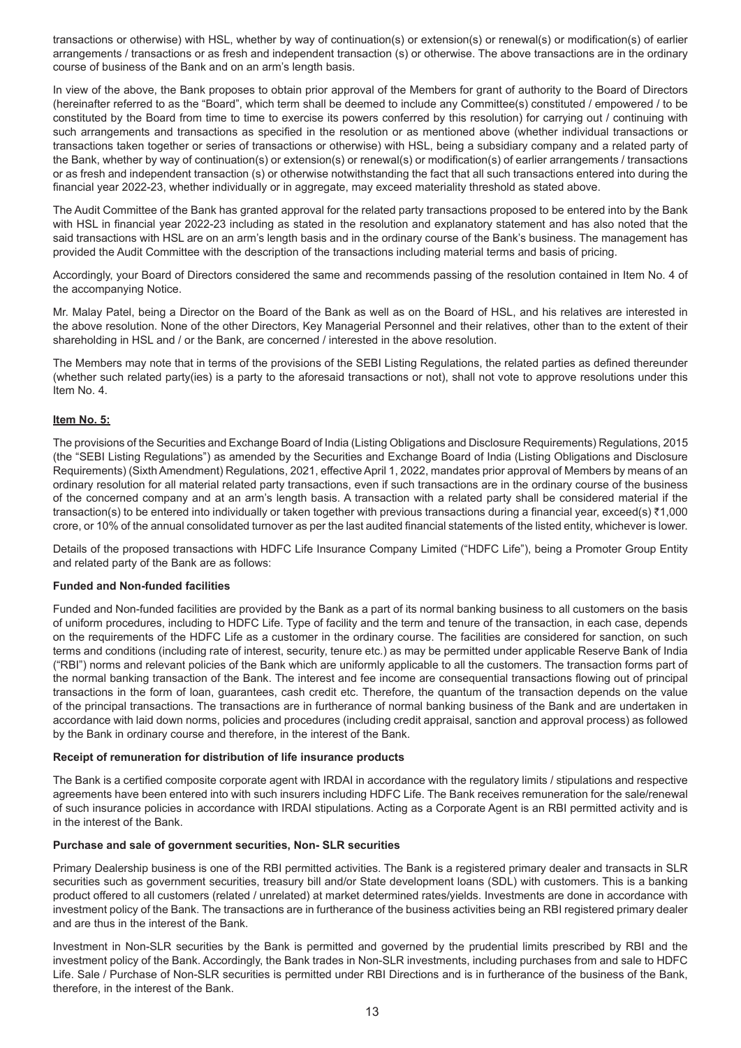transactions or otherwise) with HSL, whether by way of continuation(s) or extension(s) or renewal(s) or modification(s) of earlier arrangements / transactions or as fresh and independent transaction (s) or otherwise. The above transactions are in the ordinary course of business of the Bank and on an arm's length basis.

In view of the above, the Bank proposes to obtain prior approval of the Members for grant of authority to the Board of Directors (hereinafter referred to as the "Board", which term shall be deemed to include any Committee(s) constituted / empowered / to be constituted by the Board from time to time to exercise its powers conferred by this resolution) for carrying out / continuing with such arrangements and transactions as specified in the resolution or as mentioned above (whether individual transactions or transactions taken together or series of transactions or otherwise) with HSL, being a subsidiary company and a related party of the Bank, whether by way of continuation(s) or extension(s) or renewal(s) or modification(s) of earlier arrangements / transactions or as fresh and independent transaction (s) or otherwise notwithstanding the fact that all such transactions entered into during the financial year 2022-23, whether individually or in aggregate, may exceed materiality threshold as stated above.

The Audit Committee of the Bank has granted approval for the related party transactions proposed to be entered into by the Bank with HSL in financial year 2022-23 including as stated in the resolution and explanatory statement and has also noted that the said transactions with HSL are on an arm's length basis and in the ordinary course of the Bank's business. The management has provided the Audit Committee with the description of the transactions including material terms and basis of pricing.

Accordingly, your Board of Directors considered the same and recommends passing of the resolution contained in Item No. 4 of the accompanying Notice.

Mr. Malay Patel, being a Director on the Board of the Bank as well as on the Board of HSL, and his relatives are interested in the above resolution. None of the other Directors, Key Managerial Personnel and their relatives, other than to the extent of their shareholding in HSL and / or the Bank, are concerned / interested in the above resolution.

The Members may note that in terms of the provisions of the SEBI Listing Regulations, the related parties as defined thereunder (whether such related party(ies) is a party to the aforesaid transactions or not), shall not vote to approve resolutions under this Item No. 4.

**Item No. 5:**

The provisions of the Securities and Exchange Board of India (Listing Obligations and Disclosure Requirements) Regulations, 2015 (the "SEBI Listing Regulations") as amended by the Securities and Exchange Board of India (Listing Obligations and Disclosure Requirements) (Sixth Amendment) Regulations, 2021, effective April 1, 2022, mandates prior approval of Members by means of an ordinary resolution for all material related party transactions, even if such transactions are in the ordinary course of the business of the concerned company and at an arm's length basis. A transaction with a related party shall be considered material if the transaction(s) to be entered into individually or taken together with previous transactions during a financial year, exceed(s) ₹1,000 crore, or 10% of the annual consolidated turnover as per the last audited financial statements of the listed entity, whichever is lower.

Details of the proposed transactions with HDFC Life Insurance Company Limited ("HDFC Life"), being a Promoter Group Entity and related party of the Bank are as follows:

**Funded and Non-funded facilities**

Funded and Non-funded facilities are provided by the Bank as a part of its normal banking business to all customers on the basis of uniform procedures, including to HDFC Life. Type of facility and the term and tenure of the transaction, in each case, depends on the requirements of the HDFC Life as a customer in the ordinary course. The facilities are considered for sanction, on such terms and conditions (including rate of interest, security, tenure etc.) as may be permitted under applicable Reserve Bank of India ("RBI") norms and relevant policies of the Bank which are uniformly applicable to all the customers. The transaction forms part of the normal banking transaction of the Bank. The interest and fee income are consequential transactions flowing out of principal transactions in the form of loan, guarantees, cash credit etc. Therefore, the quantum of the transaction depends on the value of the principal transactions. The transactions are in furtherance of normal banking business of the Bank and are undertaken in accordance with laid down norms, policies and procedures (including credit appraisal, sanction and approval process) as followed by the Bank in ordinary course and therefore, in the interest of the Bank.

**Receipt of remuneration for distribution of life insurance products**

The Bank is a certified composite corporate agent with IRDAI in accordance with the regulatory limits / stipulations and respective agreements have been entered into with such insurers including HDFC Life. The Bank receives remuneration for the sale/renewal of such insurance policies in accordance with IRDAI stipulations. Acting as a Corporate Agent is an RBI permitted activity and is in the interest of the Bank.

**Purchase and sale of government securities, Non- SLR securities**

Primary Dealership business is one of the RBI permitted activities. The Bank is a registered primary dealer and transacts in SLR securities such as government securities, treasury bill and/or State development loans (SDL) with customers. This is a banking product offered to all customers (related / unrelated) at market determined rates/yields. Investments are done in accordance with investment policy of the Bank. The transactions are in furtherance of the business activities being an RBI registered primary dealer and are thus in the interest of the Bank.

Investment in Non-SLR securities by the Bank is permitted and governed by the prudential limits prescribed by RBI and the investment policy of the Bank. Accordingly, the Bank trades in Non-SLR investments, including purchases from and sale to HDFC Life. Sale / Purchase of Non-SLR securities is permitted under RBI Directions and is in furtherance of the business of the Bank, therefore, in the interest of the Bank.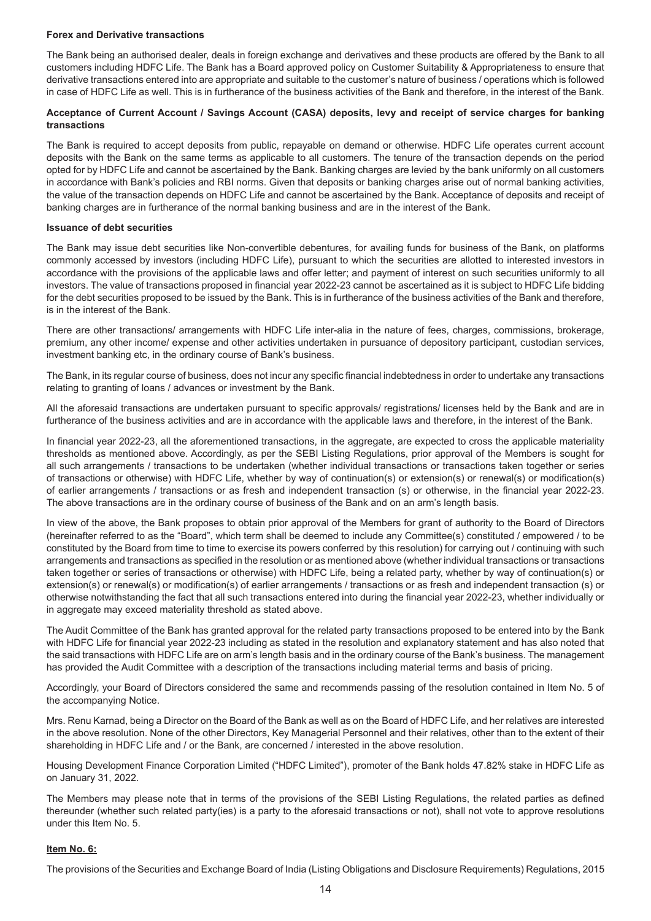**Forex and Derivative transactions**

The Bank being an authorised dealer, deals in foreign exchange and derivatives and these products are offered by the Bank to all customers including HDFC Life. The Bank has a Board approved policy on Customer Suitability & Appropriateness to ensure that derivative transactions entered into are appropriate and suitable to the customer's nature of business / operations which is followed in case of HDFC Life as well. This is in furtherance of the business activities of the Bank and therefore, in the interest of the Bank.

**Acceptance of Current Account / Savings Account (CASA) deposits, levy and receipt of service charges for banking transactions**

The Bank is required to accept deposits from public, repayable on demand or otherwise. HDFC Life operates current account deposits with the Bank on the same terms as applicable to all customers. The tenure of the transaction depends on the period opted for by HDFC Life and cannot be ascertained by the Bank. Banking charges are levied by the bank uniformly on all customers in accordance with Bank's policies and RBI norms. Given that deposits or banking charges arise out of normal banking activities, the value of the transaction depends on HDFC Life and cannot be ascertained by the Bank. Acceptance of deposits and receipt of banking charges are in furtherance of the normal banking business and are in the interest of the Bank.

**Issuance of debt securities**

The Bank may issue debt securities like Non-convertible debentures, for availing funds for business of the Bank, on platforms commonly accessed by investors (including HDFC Life), pursuant to which the securities are allotted to interested investors in accordance with the provisions of the applicable laws and offer letter; and payment of interest on such securities uniformly to all investors. The value of transactions proposed in financial year 2022-23 cannot be ascertained as it is subject to HDFC Life bidding for the debt securities proposed to be issued by the Bank. This is in furtherance of the business activities of the Bank and therefore, is in the interest of the Bank.

There are other transactions/ arrangements with HDFC Life inter-alia in the nature of fees, charges, commissions, brokerage, premium, any other income/ expense and other activities undertaken in pursuance of depository participant, custodian services, investment banking etc, in the ordinary course of Bank's business.

The Bank, in its regular course of business, does not incur any specific financial indebtedness in order to undertake any transactions relating to granting of loans / advances or investment by the Bank.

All the aforesaid transactions are undertaken pursuant to specific approvals/ registrations/ licenses held by the Bank and are in furtherance of the business activities and are in accordance with the applicable laws and therefore, in the interest of the Bank.

In financial year 2022-23, all the aforementioned transactions, in the aggregate, are expected to cross the applicable materiality thresholds as mentioned above. Accordingly, as per the SEBI Listing Regulations, prior approval of the Members is sought for all such arrangements / transactions to be undertaken (whether individual transactions or transactions taken together or series of transactions or otherwise) with HDFC Life, whether by way of continuation(s) or extension(s) or renewal(s) or modification(s) of earlier arrangements / transactions or as fresh and independent transaction (s) or otherwise, in the financial year 2022-23. The above transactions are in the ordinary course of business of the Bank and on an arm's length basis.

In view of the above, the Bank proposes to obtain prior approval of the Members for grant of authority to the Board of Directors (hereinafter referred to as the "Board", which term shall be deemed to include any Committee(s) constituted / empowered / to be constituted by the Board from time to time to exercise its powers conferred by this resolution) for carrying out / continuing with such arrangements and transactions as specified in the resolution or as mentioned above (whether individual transactions or transactions taken together or series of transactions or otherwise) with HDFC Life, being a related party, whether by way of continuation(s) or extension(s) or renewal(s) or modification(s) of earlier arrangements / transactions or as fresh and independent transaction (s) or otherwise notwithstanding the fact that all such transactions entered into during the financial year 2022-23, whether individually or in aggregate may exceed materiality threshold as stated above.

The Audit Committee of the Bank has granted approval for the related party transactions proposed to be entered into by the Bank with HDFC Life for financial year 2022-23 including as stated in the resolution and explanatory statement and has also noted that the said transactions with HDFC Life are on arm's length basis and in the ordinary course of the Bank's business. The management has provided the Audit Committee with a description of the transactions including material terms and basis of pricing.

Accordingly, your Board of Directors considered the same and recommends passing of the resolution contained in Item No. 5 of the accompanying Notice.

Mrs. Renu Karnad, being a Director on the Board of the Bank as well as on the Board of HDFC Life, and her relatives are interested in the above resolution. None of the other Directors, Key Managerial Personnel and their relatives, other than to the extent of their shareholding in HDFC Life and / or the Bank, are concerned / interested in the above resolution.

Housing Development Finance Corporation Limited ("HDFC Limited"), promoter of the Bank holds 47.82% stake in HDFC Life as on January 31, 2022.

The Members may please note that in terms of the provisions of the SEBI Listing Regulations, the related parties as defined thereunder (whether such related party(ies) is a party to the aforesaid transactions or not), shall not vote to approve resolutions under this Item No. 5.

**Item No. 6:**

The provisions of the Securities and Exchange Board of India (Listing Obligations and Disclosure Requirements) Regulations, 2015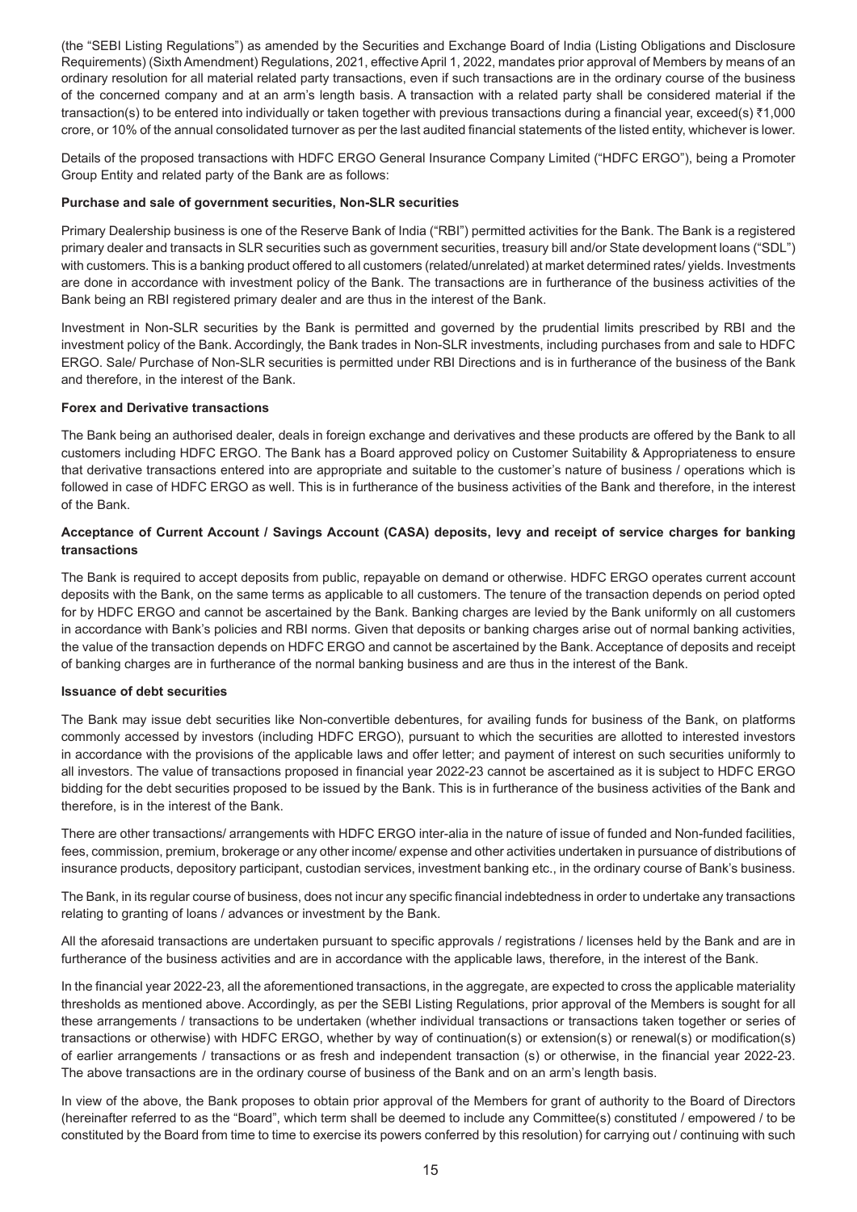(the "SEBI Listing Regulations") as amended by the Securities and Exchange Board of India (Listing Obligations and Disclosure Requirements) (Sixth Amendment) Regulations, 2021, effective April 1, 2022, mandates prior approval of Members by means of an ordinary resolution for all material related party transactions, even if such transactions are in the ordinary course of the business of the concerned company and at an arm's length basis. A transaction with a related party shall be considered material if the transaction(s) to be entered into individually or taken together with previous transactions during a financial year, exceed(s) ₹1,000 crore, or 10% of the annual consolidated turnover as per the last audited financial statements of the listed entity, whichever is lower.

Details of the proposed transactions with HDFC ERGO General Insurance Company Limited ("HDFC ERGO"), being a Promoter Group Entity and related party of the Bank are as follows:

**Purchase and sale of government securities, Non-SLR securities**

Primary Dealership business is one of the Reserve Bank of India ("RBI") permitted activities for the Bank. The Bank is a registered primary dealer and transacts in SLR securities such as government securities, treasury bill and/or State development loans ("SDL") with customers. This is a banking product offered to all customers (related/unrelated) at market determined rates/ yields. Investments are done in accordance with investment policy of the Bank. The transactions are in furtherance of the business activities of the Bank being an RBI registered primary dealer and are thus in the interest of the Bank.

Investment in Non-SLR securities by the Bank is permitted and governed by the prudential limits prescribed by RBI and the investment policy of the Bank. Accordingly, the Bank trades in Non-SLR investments, including purchases from and sale to HDFC ERGO. Sale/ Purchase of Non-SLR securities is permitted under RBI Directions and is in furtherance of the business of the Bank and therefore, in the interest of the Bank.

**Forex and Derivative transactions**

The Bank being an authorised dealer, deals in foreign exchange and derivatives and these products are offered by the Bank to all customers including HDFC ERGO. The Bank has a Board approved policy on Customer Suitability & Appropriateness to ensure that derivative transactions entered into are appropriate and suitable to the customer's nature of business / operations which is followed in case of HDFC ERGO as well. This is in furtherance of the business activities of the Bank and therefore, in the interest of the Bank.

**Acceptance of Current Account / Savings Account (CASA) deposits, levy and receipt of service charges for banking transactions**

The Bank is required to accept deposits from public, repayable on demand or otherwise. HDFC ERGO operates current account deposits with the Bank, on the same terms as applicable to all customers. The tenure of the transaction depends on period opted for by HDFC ERGO and cannot be ascertained by the Bank. Banking charges are levied by the Bank uniformly on all customers in accordance with Bank's policies and RBI norms. Given that deposits or banking charges arise out of normal banking activities, the value of the transaction depends on HDFC ERGO and cannot be ascertained by the Bank. Acceptance of deposits and receipt of banking charges are in furtherance of the normal banking business and are thus in the interest of the Bank.

**Issuance of debt securities**

The Bank may issue debt securities like Non-convertible debentures, for availing funds for business of the Bank, on platforms commonly accessed by investors (including HDFC ERGO), pursuant to which the securities are allotted to interested investors in accordance with the provisions of the applicable laws and offer letter; and payment of interest on such securities uniformly to all investors. The value of transactions proposed in financial year 2022-23 cannot be ascertained as it is subject to HDFC ERGO bidding for the debt securities proposed to be issued by the Bank. This is in furtherance of the business activities of the Bank and therefore, is in the interest of the Bank.

There are other transactions/ arrangements with HDFC ERGO inter-alia in the nature of issue of funded and Non-funded facilities, fees, commission, premium, brokerage or any other income/ expense and other activities undertaken in pursuance of distributions of insurance products, depository participant, custodian services, investment banking etc., in the ordinary course of Bank's business.

The Bank, in its regular course of business, does not incur any specific financial indebtedness in order to undertake any transactions relating to granting of loans / advances or investment by the Bank.

All the aforesaid transactions are undertaken pursuant to specific approvals / registrations / licenses held by the Bank and are in furtherance of the business activities and are in accordance with the applicable laws, therefore, in the interest of the Bank.

In the financial year 2022-23, all the aforementioned transactions, in the aggregate, are expected to cross the applicable materiality thresholds as mentioned above. Accordingly, as per the SEBI Listing Regulations, prior approval of the Members is sought for all these arrangements / transactions to be undertaken (whether individual transactions or transactions taken together or series of transactions or otherwise) with HDFC ERGO, whether by way of continuation(s) or extension(s) or renewal(s) or modification(s) of earlier arrangements / transactions or as fresh and independent transaction (s) or otherwise, in the financial year 2022-23. The above transactions are in the ordinary course of business of the Bank and on an arm's length basis.

In view of the above, the Bank proposes to obtain prior approval of the Members for grant of authority to the Board of Directors (hereinafter referred to as the "Board", which term shall be deemed to include any Committee(s) constituted / empowered / to be constituted by the Board from time to time to exercise its powers conferred by this resolution) for carrying out / continuing with such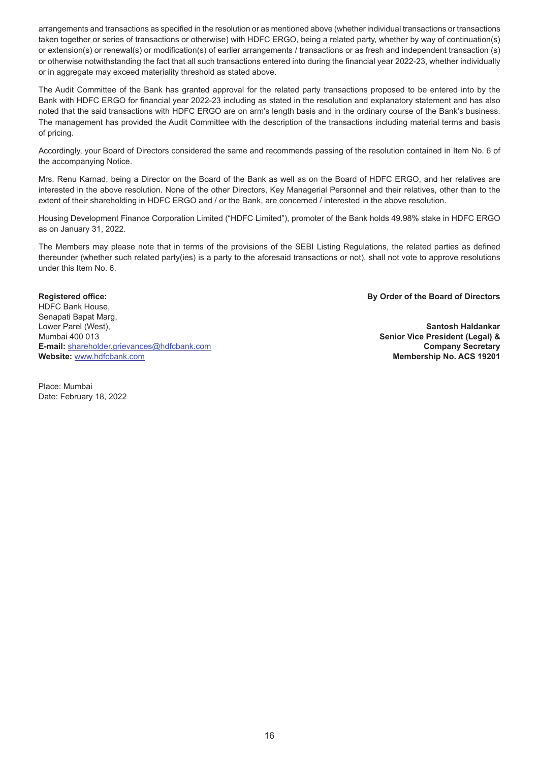arrangements and transactions as specified in the resolution or as mentioned above (whether individual transactions or transactions taken together or series of transactions or otherwise) with HDFC ERGO, being a related party, whether by way of continuation(s) or extension(s) or renewal(s) or modification(s) of earlier arrangements / transactions or as fresh and independent transaction (s) or otherwise notwithstanding the fact that all such transactions entered into during the financial year 2022-23, whether individually or in aggregate may exceed materiality threshold as stated above.

The Audit Committee of the Bank has granted approval for the related party transactions proposed to be entered into by the Bank with HDFC ERGO for financial year 2022-23 including as stated in the resolution and explanatory statement and has also noted that the said transactions with HDFC ERGO are on arm's length basis and in the ordinary course of the Bank's business. The management has provided the Audit Committee with the description of the transactions including material terms and basis of pricing.

Accordingly, your Board of Directors considered the same and recommends passing of the resolution contained in Item No. 6 of the accompanying Notice.

Mrs. Renu Karnad, being a Director on the Board of the Bank as well as on the Board of HDFC ERGO, and her relatives are interested in the above resolution. None of the other Directors, Key Managerial Personnel and their relatives, other than to the extent of their shareholding in HDFC ERGO and / or the Bank, are concerned / interested in the above resolution.

Housing Development Finance Corporation Limited ("HDFC Limited"), promoter of the Bank holds 49.98% stake in HDFC ERGO as on January 31, 2022.

The Members may please note that in terms of the provisions of the SEBI Listing Regulations, the related parties as defined thereunder (whether such related party(ies) is a party to the aforesaid transactions or not), shall not vote to approve resolutions under this Item No. 6.

**Registered office:**
HDFC Bank House,
Senapati Bapat Marg,
Lower Parel (West),
Mumbai 400 013
**E-mail:** shareholder.grievances@hdfcbank.com
**Website:** www.hdfcbank.com

**By Order of the Board of Directors**

**Santosh Haldankar**
**Senior Vice President (Legal) &**
**Company Secretary**
**Membership No. ACS 19201**

Place: Mumbai
Date: February 18, 2022